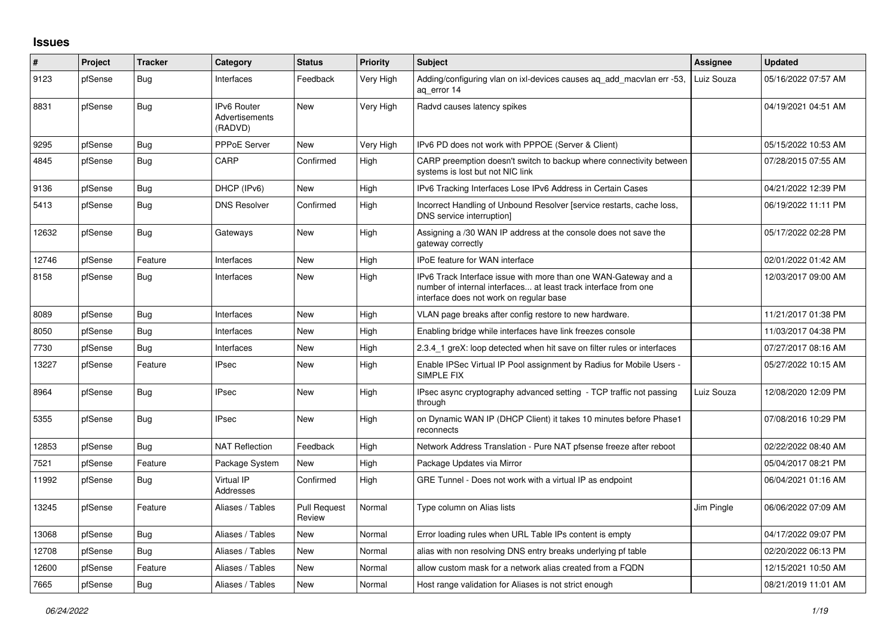## Issues

| # | Project | Tracker | Category | Status | Priority | Subject | Assignee | Updated |
|---|---|---|---|---|---|---|---|---|
| 9123 | pfSense | Bug | Interfaces | Feedback | Very High | Adding/configuring vlan on ixl-devices causes aq_add_macvlan err -53, aq_error 14 | Luiz Souza | 05/16/2022 07:57 AM |
| 8831 | pfSense | Bug | IPv6 Router Advertisements (RADVD) | New | Very High | Radvd causes latency spikes | | 04/19/2021 04:51 AM |
| 9295 | pfSense | Bug | PPPoE Server | New | Very High | IPv6 PD does not work with PPPOE (Server & Client) | | 05/15/2022 10:53 AM |
| 4845 | pfSense | Bug | CARP | Confirmed | High | CARP preemption doesn't switch to backup where connectivity between systems is lost but not NIC link | | 07/28/2015 07:55 AM |
| 9136 | pfSense | Bug | DHCP (IPv6) | New | High | IPv6 Tracking Interfaces Lose IPv6 Address in Certain Cases | | 04/21/2022 12:39 PM |
| 5413 | pfSense | Bug | DNS Resolver | Confirmed | High | Incorrect Handling of Unbound Resolver [service restarts, cache loss, DNS service interruption] | | 06/19/2022 11:11 PM |
| 12632 | pfSense | Bug | Gateways | New | High | Assigning a /30 WAN IP address at the console does not save the gateway correctly | | 05/17/2022 02:28 PM |
| 12746 | pfSense | Feature | Interfaces | New | High | IPoE feature for WAN interface | | 02/01/2022 01:42 AM |
| 8158 | pfSense | Bug | Interfaces | New | High | IPv6 Track Interface issue with more than one WAN-Gateway and a number of internal interfaces... at least track interface from one interface does not work on regular base | | 12/03/2017 09:00 AM |
| 8089 | pfSense | Bug | Interfaces | New | High | VLAN page breaks after config restore to new hardware. | | 11/21/2017 01:38 PM |
| 8050 | pfSense | Bug | Interfaces | New | High | Enabling bridge while interfaces have link freezes console | | 11/03/2017 04:38 PM |
| 7730 | pfSense | Bug | Interfaces | New | High | 2.3.4_1 greX: loop detected when hit save on filter rules or interfaces | | 07/27/2017 08:16 AM |
| 13227 | pfSense | Feature | IPsec | New | High | Enable IPSec Virtual IP Pool assignment by Radius for Mobile Users - SIMPLE FIX | | 05/27/2022 10:15 AM |
| 8964 | pfSense | Bug | IPsec | New | High | IPsec async cryptography advanced setting - TCP traffic not passing through | Luiz Souza | 12/08/2020 12:09 PM |
| 5355 | pfSense | Bug | IPsec | New | High | on Dynamic WAN IP (DHCP Client) it takes 10 minutes before Phase1 reconnects | | 07/08/2016 10:29 PM |
| 12853 | pfSense | Bug | NAT Reflection | Feedback | High | Network Address Translation - Pure NAT pfsense freeze after reboot | | 02/22/2022 08:40 AM |
| 7521 | pfSense | Feature | Package System | New | High | Package Updates via Mirror | | 05/04/2017 08:21 PM |
| 11992 | pfSense | Bug | Virtual IP Addresses | Confirmed | High | GRE Tunnel - Does not work with a virtual IP as endpoint | | 06/04/2021 01:16 AM |
| 13245 | pfSense | Feature | Aliases / Tables | Pull Request Review | Normal | Type column on Alias lists | Jim Pingle | 06/06/2022 07:09 AM |
| 13068 | pfSense | Bug | Aliases / Tables | New | Normal | Error loading rules when URL Table IPs content is empty | | 04/17/2022 09:07 PM |
| 12708 | pfSense | Bug | Aliases / Tables | New | Normal | alias with non resolving DNS entry breaks underlying pf table | | 02/20/2022 06:13 PM |
| 12600 | pfSense | Feature | Aliases / Tables | New | Normal | allow custom mask for a network alias created from a FQDN | | 12/15/2021 10:50 AM |
| 7665 | pfSense | Bug | Aliases / Tables | New | Normal | Host range validation for Aliases is not strict enough | | 08/21/2019 11:01 AM |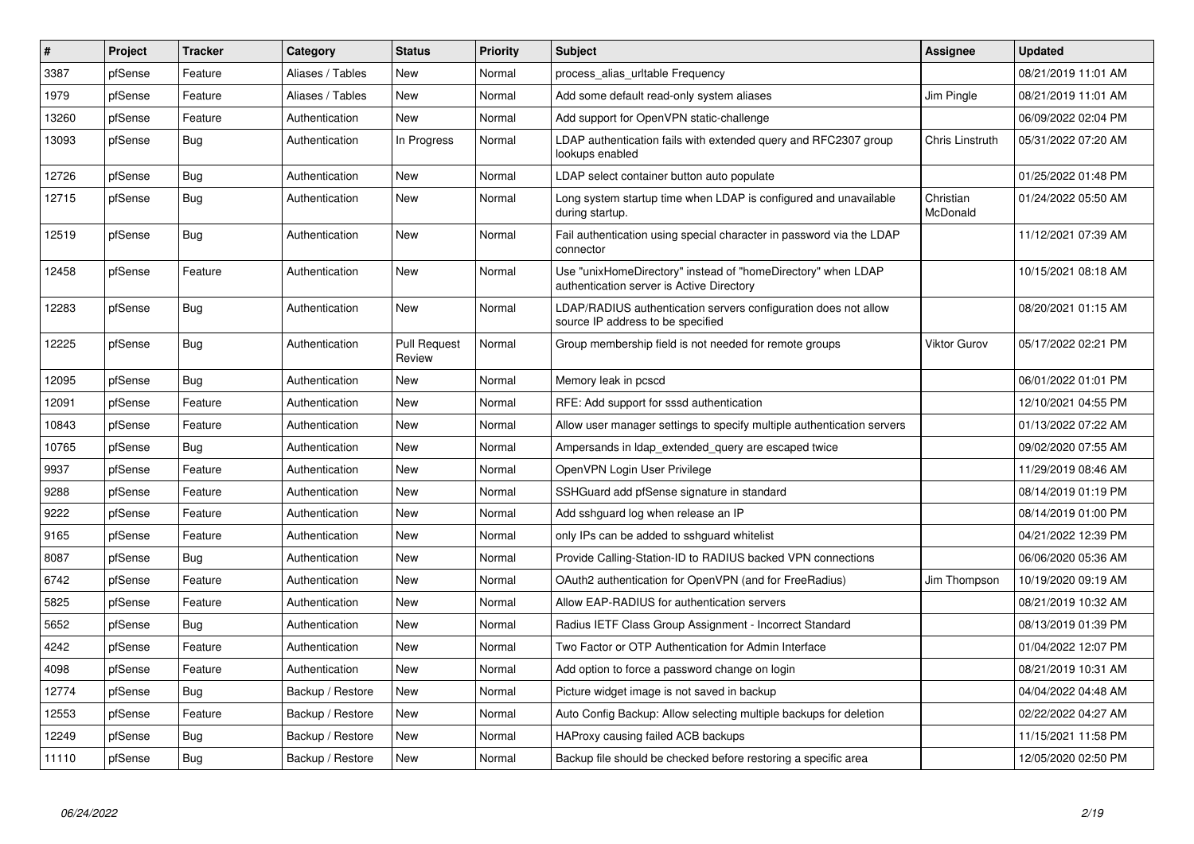| # | Project | Tracker | Category | Status | Priority | Subject | Assignee | Updated |
|---|---|---|---|---|---|---|---|---|
| 3387 | pfSense | Feature | Aliases / Tables | New | Normal | process_alias_urltable Frequency | | 08/21/2019 11:01 AM |
| 1979 | pfSense | Feature | Aliases / Tables | New | Normal | Add some default read-only system aliases | Jim Pingle | 08/21/2019 11:01 AM |
| 13260 | pfSense | Feature | Authentication | New | Normal | Add support for OpenVPN static-challenge | | 06/09/2022 02:04 PM |
| 13093 | pfSense | Bug | Authentication | In Progress | Normal | LDAP authentication fails with extended query and RFC2307 group lookups enabled | Chris Linstruth | 05/31/2022 07:20 AM |
| 12726 | pfSense | Bug | Authentication | New | Normal | LDAP select container button auto populate | | 01/25/2022 01:48 PM |
| 12715 | pfSense | Bug | Authentication | New | Normal | Long system startup time when LDAP is configured and unavailable during startup. | Christian McDonald | 01/24/2022 05:50 AM |
| 12519 | pfSense | Bug | Authentication | New | Normal | Fail authentication using special character in password via the LDAP connector | | 11/12/2021 07:39 AM |
| 12458 | pfSense | Feature | Authentication | New | Normal | Use "unixHomeDirectory" instead of "homeDirectory" when LDAP authentication server is Active Directory | | 10/15/2021 08:18 AM |
| 12283 | pfSense | Bug | Authentication | New | Normal | LDAP/RADIUS authentication servers configuration does not allow source IP address to be specified | | 08/20/2021 01:15 AM |
| 12225 | pfSense | Bug | Authentication | Pull Request Review | Normal | Group membership field is not needed for remote groups | Viktor Gurov | 05/17/2022 02:21 PM |
| 12095 | pfSense | Bug | Authentication | New | Normal | Memory leak in pcscd | | 06/01/2022 01:01 PM |
| 12091 | pfSense | Feature | Authentication | New | Normal | RFE: Add support for sssd authentication | | 12/10/2021 04:55 PM |
| 10843 | pfSense | Feature | Authentication | New | Normal | Allow user manager settings to specify multiple authentication servers | | 01/13/2022 07:22 AM |
| 10765 | pfSense | Bug | Authentication | New | Normal | Ampersands in ldap_extended_query are escaped twice | | 09/02/2020 07:55 AM |
| 9937 | pfSense | Feature | Authentication | New | Normal | OpenVPN Login User Privilege | | 11/29/2019 08:46 AM |
| 9288 | pfSense | Feature | Authentication | New | Normal | SSHGuard add pfSense signature in standard | | 08/14/2019 01:19 PM |
| 9222 | pfSense | Feature | Authentication | New | Normal | Add sshguard log when release an IP | | 08/14/2019 01:00 PM |
| 9165 | pfSense | Feature | Authentication | New | Normal | only IPs can be added to sshguard whitelist | | 04/21/2022 12:39 PM |
| 8087 | pfSense | Bug | Authentication | New | Normal | Provide Calling-Station-ID to RADIUS backed VPN connections | | 06/06/2020 05:36 AM |
| 6742 | pfSense | Feature | Authentication | New | Normal | OAuth2 authentication for OpenVPN (and for FreeRadius) | Jim Thompson | 10/19/2020 09:19 AM |
| 5825 | pfSense | Feature | Authentication | New | Normal | Allow EAP-RADIUS for authentication servers | | 08/21/2019 10:32 AM |
| 5652 | pfSense | Bug | Authentication | New | Normal | Radius IETF Class Group Assignment - Incorrect Standard | | 08/13/2019 01:39 PM |
| 4242 | pfSense | Feature | Authentication | New | Normal | Two Factor or OTP Authentication for Admin Interface | | 01/04/2022 12:07 PM |
| 4098 | pfSense | Feature | Authentication | New | Normal | Add option to force a password change on login | | 08/21/2019 10:31 AM |
| 12774 | pfSense | Bug | Backup / Restore | New | Normal | Picture widget image is not saved in backup | | 04/04/2022 04:48 AM |
| 12553 | pfSense | Feature | Backup / Restore | New | Normal | Auto Config Backup: Allow selecting multiple backups for deletion | | 02/22/2022 04:27 AM |
| 12249 | pfSense | Bug | Backup / Restore | New | Normal | HAProxy causing failed ACB backups | | 11/15/2021 11:58 PM |
| 11110 | pfSense | Bug | Backup / Restore | New | Normal | Backup file should be checked before restoring a specific area | | 12/05/2020 02:50 PM |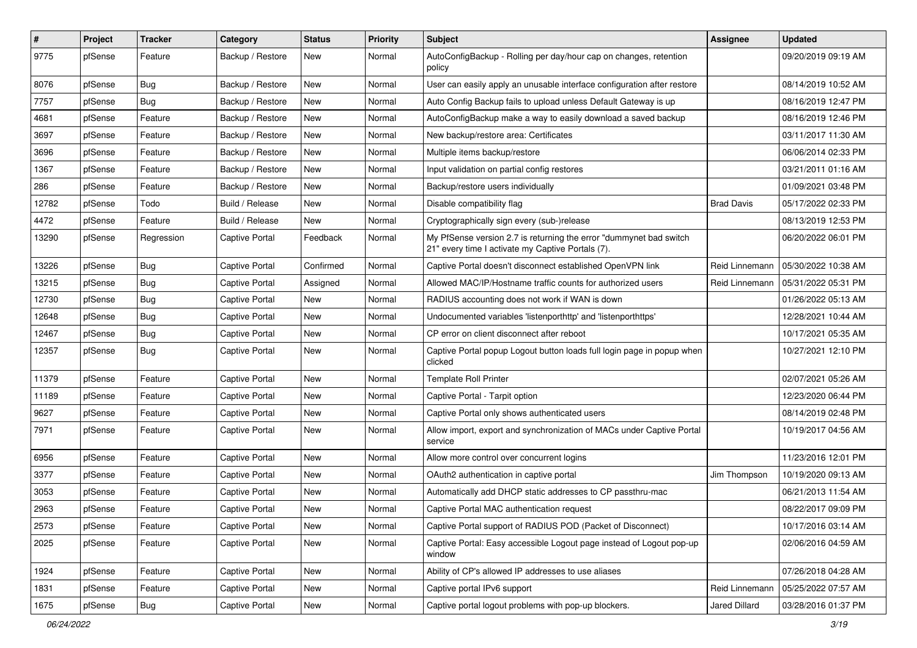| # | Project | Tracker | Category | Status | Priority | Subject | Assignee | Updated |
| --- | --- | --- | --- | --- | --- | --- | --- | --- |
| 9775 | pfSense | Feature | Backup / Restore | New | Normal | AutoConfigBackup - Rolling per day/hour cap on changes, retention policy | | 09/20/2019 09:19 AM |
| 8076 | pfSense | Bug | Backup / Restore | New | Normal | User can easily apply an unusable interface configuration after restore | | 08/14/2019 10:52 AM |
| 7757 | pfSense | Bug | Backup / Restore | New | Normal | Auto Config Backup fails to upload unless Default Gateway is up | | 08/16/2019 12:47 PM |
| 4681 | pfSense | Feature | Backup / Restore | New | Normal | AutoConfigBackup make a way to easily download a saved backup | | 08/16/2019 12:46 PM |
| 3697 | pfSense | Feature | Backup / Restore | New | Normal | New backup/restore area: Certificates | | 03/11/2017 11:30 AM |
| 3696 | pfSense | Feature | Backup / Restore | New | Normal | Multiple items backup/restore | | 06/06/2014 02:33 PM |
| 1367 | pfSense | Feature | Backup / Restore | New | Normal | Input validation on partial config restores | | 03/21/2011 01:16 AM |
| 286 | pfSense | Feature | Backup / Restore | New | Normal | Backup/restore users individually | | 01/09/2021 03:48 PM |
| 12782 | pfSense | Todo | Build / Release | New | Normal | Disable compatibility flag | Brad Davis | 05/17/2022 02:33 PM |
| 4472 | pfSense | Feature | Build / Release | New | Normal | Cryptographically sign every (sub-)release | | 08/13/2019 12:53 PM |
| 13290 | pfSense | Regression | Captive Portal | Feedback | Normal | My PfSense version 2.7 is returning the error "dummynet bad switch 21" every time I activate my Captive Portals (7). | | 06/20/2022 06:01 PM |
| 13226 | pfSense | Bug | Captive Portal | Confirmed | Normal | Captive Portal doesn't disconnect established OpenVPN link | Reid Linnemann | 05/30/2022 10:38 AM |
| 13215 | pfSense | Bug | Captive Portal | Assigned | Normal | Allowed MAC/IP/Hostname traffic counts for authorized users | Reid Linnemann | 05/31/2022 05:31 PM |
| 12730 | pfSense | Bug | Captive Portal | New | Normal | RADIUS accounting does not work if WAN is down | | 01/26/2022 05:13 AM |
| 12648 | pfSense | Bug | Captive Portal | New | Normal | Undocumented variables 'listenporthttp' and 'listenporthttps' | | 12/28/2021 10:44 AM |
| 12467 | pfSense | Bug | Captive Portal | New | Normal | CP error on client disconnect after reboot | | 10/17/2021 05:35 AM |
| 12357 | pfSense | Bug | Captive Portal | New | Normal | Captive Portal popup Logout button loads full login page in popup when clicked | | 10/27/2021 12:10 PM |
| 11379 | pfSense | Feature | Captive Portal | New | Normal | Template Roll Printer | | 02/07/2021 05:26 AM |
| 11189 | pfSense | Feature | Captive Portal | New | Normal | Captive Portal - Tarpit option | | 12/23/2020 06:44 PM |
| 9627 | pfSense | Feature | Captive Portal | New | Normal | Captive Portal only shows authenticated users | | 08/14/2019 02:48 PM |
| 7971 | pfSense | Feature | Captive Portal | New | Normal | Allow import, export and synchronization of MACs under Captive Portal service | | 10/19/2017 04:56 AM |
| 6956 | pfSense | Feature | Captive Portal | New | Normal | Allow more control over concurrent logins | | 11/23/2016 12:01 PM |
| 3377 | pfSense | Feature | Captive Portal | New | Normal | OAuth2 authentication in captive portal | Jim Thompson | 10/19/2020 09:13 AM |
| 3053 | pfSense | Feature | Captive Portal | New | Normal | Automatically add DHCP static addresses to CP passthru-mac | | 06/21/2013 11:54 AM |
| 2963 | pfSense | Feature | Captive Portal | New | Normal | Captive Portal MAC authentication request | | 08/22/2017 09:09 PM |
| 2573 | pfSense | Feature | Captive Portal | New | Normal | Captive Portal support of RADIUS POD (Packet of Disconnect) | | 10/17/2016 03:14 AM |
| 2025 | pfSense | Feature | Captive Portal | New | Normal | Captive Portal: Easy accessible Logout page instead of Logout pop-up window | | 02/06/2016 04:59 AM |
| 1924 | pfSense | Feature | Captive Portal | New | Normal | Ability of CP's allowed IP addresses to use aliases | | 07/26/2018 04:28 AM |
| 1831 | pfSense | Feature | Captive Portal | New | Normal | Captive portal IPv6 support | Reid Linnemann | 05/25/2022 07:57 AM |
| 1675 | pfSense | Bug | Captive Portal | New | Normal | Captive portal logout problems with pop-up blockers. | Jared Dillard | 03/28/2016 01:37 PM |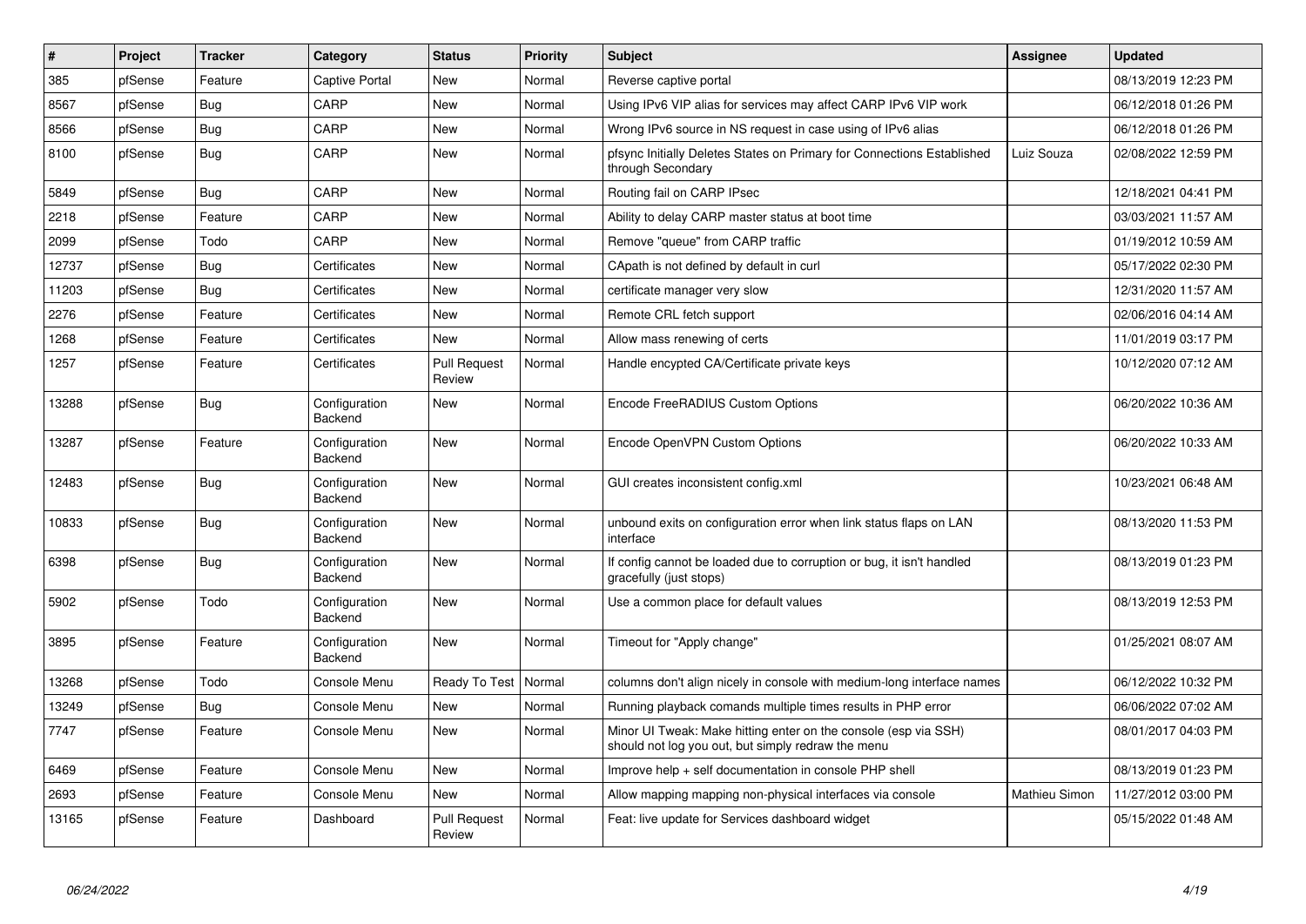| # | Project | Tracker | Category | Status | Priority | Subject | Assignee | Updated |
|---|---|---|---|---|---|---|---|---|
| 385 | pfSense | Feature | Captive Portal | New | Normal | Reverse captive portal | | 08/13/2019 12:23 PM |
| 8567 | pfSense | Bug | CARP | New | Normal | Using IPv6 VIP alias for services may affect CARP IPv6 VIP work | | 06/12/2018 01:26 PM |
| 8566 | pfSense | Bug | CARP | New | Normal | Wrong IPv6 source in NS request in case using of IPv6 alias | | 06/12/2018 01:26 PM |
| 8100 | pfSense | Bug | CARP | New | Normal | pfsync Initially Deletes States on Primary for Connections Established through Secondary | Luiz Souza | 02/08/2022 12:59 PM |
| 5849 | pfSense | Bug | CARP | New | Normal | Routing fail on CARP IPsec | | 12/18/2021 04:41 PM |
| 2218 | pfSense | Feature | CARP | New | Normal | Ability to delay CARP master status at boot time | | 03/03/2021 11:57 AM |
| 2099 | pfSense | Todo | CARP | New | Normal | Remove "queue" from CARP traffic | | 01/19/2012 10:59 AM |
| 12737 | pfSense | Bug | Certificates | New | Normal | CApath is not defined by default in curl | | 05/17/2022 02:30 PM |
| 11203 | pfSense | Bug | Certificates | New | Normal | certificate manager very slow | | 12/31/2020 11:57 AM |
| 2276 | pfSense | Feature | Certificates | New | Normal | Remote CRL fetch support | | 02/06/2016 04:14 AM |
| 1268 | pfSense | Feature | Certificates | New | Normal | Allow mass renewing of certs | | 11/01/2019 03:17 PM |
| 1257 | pfSense | Feature | Certificates | Pull Request Review | Normal | Handle encypted CA/Certificate private keys | | 10/12/2020 07:12 AM |
| 13288 | pfSense | Bug | Configuration Backend | New | Normal | Encode FreeRADIUS Custom Options | | 06/20/2022 10:36 AM |
| 13287 | pfSense | Feature | Configuration Backend | New | Normal | Encode OpenVPN Custom Options | | 06/20/2022 10:33 AM |
| 12483 | pfSense | Bug | Configuration Backend | New | Normal | GUI creates inconsistent config.xml | | 10/23/2021 06:48 AM |
| 10833 | pfSense | Bug | Configuration Backend | New | Normal | unbound exits on configuration error when link status flaps on LAN interface | | 08/13/2020 11:53 PM |
| 6398 | pfSense | Bug | Configuration Backend | New | Normal | If config cannot be loaded due to corruption or bug, it isn't handled gracefully (just stops) | | 08/13/2019 01:23 PM |
| 5902 | pfSense | Todo | Configuration Backend | New | Normal | Use a common place for default values | | 08/13/2019 12:53 PM |
| 3895 | pfSense | Feature | Configuration Backend | New | Normal | Timeout for "Apply change" | | 01/25/2021 08:07 AM |
| 13268 | pfSense | Todo | Console Menu | Ready To Test | Normal | columns don't align nicely in console with medium-long interface names | | 06/12/2022 10:32 PM |
| 13249 | pfSense | Bug | Console Menu | New | Normal | Running playback comands multiple times results in PHP error | | 06/06/2022 07:02 AM |
| 7747 | pfSense | Feature | Console Menu | New | Normal | Minor UI Tweak: Make hitting enter on the console (esp via SSH) should not log you out, but simply redraw the menu | | 08/01/2017 04:03 PM |
| 6469 | pfSense | Feature | Console Menu | New | Normal | Improve help + self documentation in console PHP shell | | 08/13/2019 01:23 PM |
| 2693 | pfSense | Feature | Console Menu | New | Normal | Allow mapping mapping non-physical interfaces via console | Mathieu Simon | 11/27/2012 03:00 PM |
| 13165 | pfSense | Feature | Dashboard | Pull Request Review | Normal | Feat: live update for Services dashboard widget | | 05/15/2022 01:48 AM |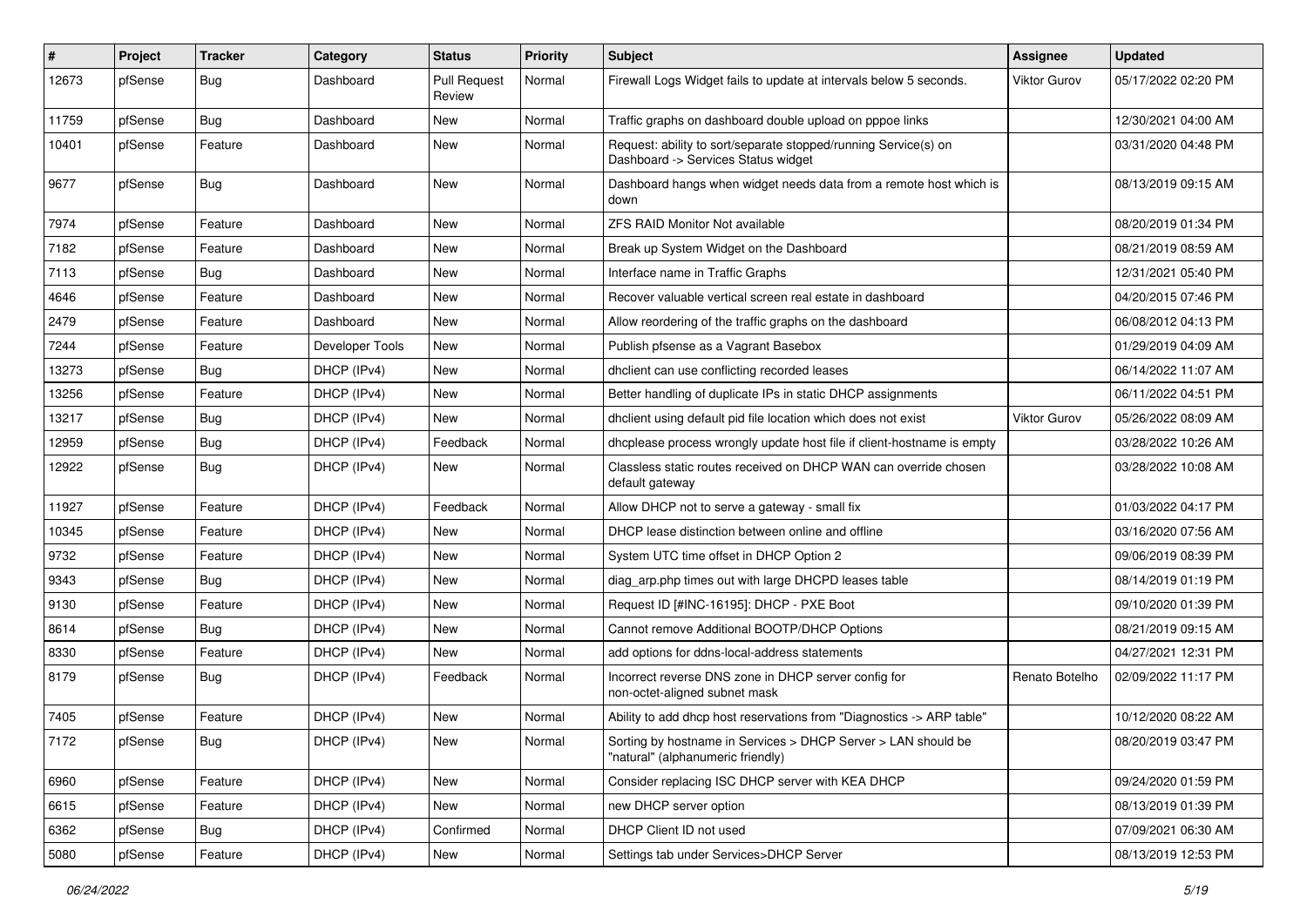| # | Project | Tracker | Category | Status | Priority | Subject | Assignee | Updated |
|---|---|---|---|---|---|---|---|---|
| 12673 | pfSense | Bug | Dashboard | Pull Request Review | Normal | Firewall Logs Widget fails to update at intervals below 5 seconds. | Viktor Gurov | 05/17/2022 02:20 PM |
| 11759 | pfSense | Bug | Dashboard | New | Normal | Traffic graphs on dashboard double upload on pppoe links | | 12/30/2021 04:00 AM |
| 10401 | pfSense | Feature | Dashboard | New | Normal | Request: ability to sort/separate stopped/running Service(s) on Dashboard -> Services Status widget | | 03/31/2020 04:48 PM |
| 9677 | pfSense | Bug | Dashboard | New | Normal | Dashboard hangs when widget needs data from a remote host which is down | | 08/13/2019 09:15 AM |
| 7974 | pfSense | Feature | Dashboard | New | Normal | ZFS RAID Monitor Not available | | 08/20/2019 01:34 PM |
| 7182 | pfSense | Feature | Dashboard | New | Normal | Break up System Widget on the Dashboard | | 08/21/2019 08:59 AM |
| 7113 | pfSense | Bug | Dashboard | New | Normal | Interface name in Traffic Graphs | | 12/31/2021 05:40 PM |
| 4646 | pfSense | Feature | Dashboard | New | Normal | Recover valuable vertical screen real estate in dashboard | | 04/20/2015 07:46 PM |
| 2479 | pfSense | Feature | Dashboard | New | Normal | Allow reordering of the traffic graphs on the dashboard | | 06/08/2012 04:13 PM |
| 7244 | pfSense | Feature | Developer Tools | New | Normal | Publish pfsense as a Vagrant Basebox | | 01/29/2019 04:09 AM |
| 13273 | pfSense | Bug | DHCP (IPv4) | New | Normal | dhclient can use conflicting recorded leases | | 06/14/2022 11:07 AM |
| 13256 | pfSense | Feature | DHCP (IPv4) | New | Normal | Better handling of duplicate IPs in static DHCP assignments | | 06/11/2022 04:51 PM |
| 13217 | pfSense | Bug | DHCP (IPv4) | New | Normal | dhclient using default pid file location which does not exist | Viktor Gurov | 05/26/2022 08:09 AM |
| 12959 | pfSense | Bug | DHCP (IPv4) | Feedback | Normal | dhcplease process wrongly update host file if client-hostname is empty | | 03/28/2022 10:26 AM |
| 12922 | pfSense | Bug | DHCP (IPv4) | New | Normal | Classless static routes received on DHCP WAN can override chosen default gateway | | 03/28/2022 10:08 AM |
| 11927 | pfSense | Feature | DHCP (IPv4) | Feedback | Normal | Allow DHCP not to serve a gateway - small fix | | 01/03/2022 04:17 PM |
| 10345 | pfSense | Feature | DHCP (IPv4) | New | Normal | DHCP lease distinction between online and offline | | 03/16/2020 07:56 AM |
| 9732 | pfSense | Feature | DHCP (IPv4) | New | Normal | System UTC time offset in DHCP Option 2 | | 09/06/2019 08:39 PM |
| 9343 | pfSense | Bug | DHCP (IPv4) | New | Normal | diag_arp.php times out with large DHCPD leases table | | 08/14/2019 01:19 PM |
| 9130 | pfSense | Feature | DHCP (IPv4) | New | Normal | Request ID [#INC-16195]: DHCP - PXE Boot | | 09/10/2020 01:39 PM |
| 8614 | pfSense | Bug | DHCP (IPv4) | New | Normal | Cannot remove Additional BOOTP/DHCP Options | | 08/21/2019 09:15 AM |
| 8330 | pfSense | Feature | DHCP (IPv4) | New | Normal | add options for ddns-local-address statements | | 04/27/2021 12:31 PM |
| 8179 | pfSense | Bug | DHCP (IPv4) | Feedback | Normal | Incorrect reverse DNS zone in DHCP server config for non-octet-aligned subnet mask | Renato Botelho | 02/09/2022 11:17 PM |
| 7405 | pfSense | Feature | DHCP (IPv4) | New | Normal | Ability to add dhcp host reservations from "Diagnostics -> ARP table" | | 10/12/2020 08:22 AM |
| 7172 | pfSense | Bug | DHCP (IPv4) | New | Normal | Sorting by hostname in Services > DHCP Server > LAN should be "natural" (alphanumeric friendly) | | 08/20/2019 03:47 PM |
| 6960 | pfSense | Feature | DHCP (IPv4) | New | Normal | Consider replacing ISC DHCP server with KEA DHCP | | 09/24/2020 01:59 PM |
| 6615 | pfSense | Feature | DHCP (IPv4) | New | Normal | new DHCP server option | | 08/13/2019 01:39 PM |
| 6362 | pfSense | Bug | DHCP (IPv4) | Confirmed | Normal | DHCP Client ID not used | | 07/09/2021 06:30 AM |
| 5080 | pfSense | Feature | DHCP (IPv4) | New | Normal | Settings tab under Services>DHCP Server | | 08/13/2019 12:53 PM |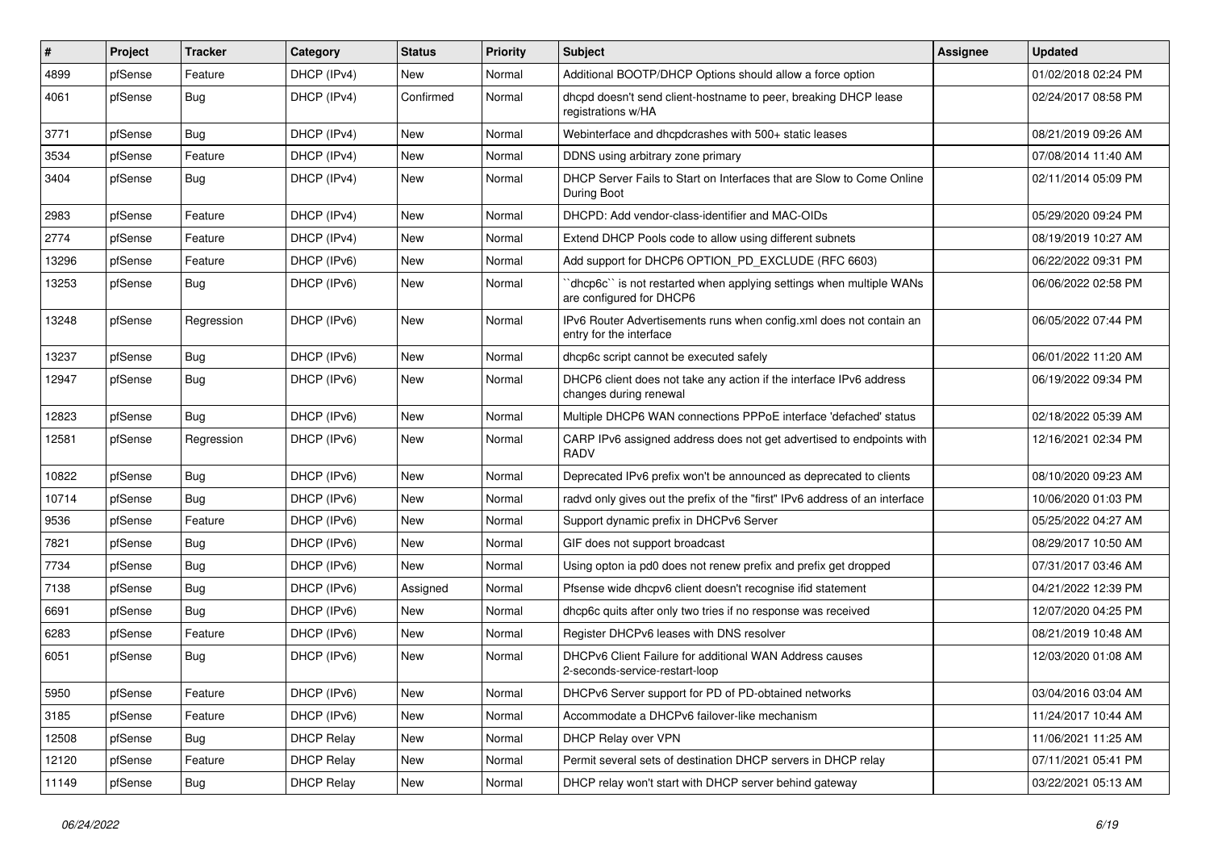| # | Project | Tracker | Category | Status | Priority | Subject | Assignee | Updated |
|---|---|---|---|---|---|---|---|---|
| 4899 | pfSense | Feature | DHCP (IPv4) | New | Normal | Additional BOOTP/DHCP Options should allow a force option | | 01/02/2018 02:24 PM |
| 4061 | pfSense | Bug | DHCP (IPv4) | Confirmed | Normal | dhcpd doesn't send client-hostname to peer, breaking DHCP lease registrations w/HA | | 02/24/2017 08:58 PM |
| 3771 | pfSense | Bug | DHCP (IPv4) | New | Normal | Webinterface and dhcpdcrashes with 500+ static leases | | 08/21/2019 09:26 AM |
| 3534 | pfSense | Feature | DHCP (IPv4) | New | Normal | DDNS using arbitrary zone primary | | 07/08/2014 11:40 AM |
| 3404 | pfSense | Bug | DHCP (IPv4) | New | Normal | DHCP Server Fails to Start on Interfaces that are Slow to Come Online During Boot | | 02/11/2014 05:09 PM |
| 2983 | pfSense | Feature | DHCP (IPv4) | New | Normal | DHCPD: Add vendor-class-identifier and MAC-OIDs | | 05/29/2020 09:24 PM |
| 2774 | pfSense | Feature | DHCP (IPv4) | New | Normal | Extend DHCP Pools code to allow using different subnets | | 08/19/2019 10:27 AM |
| 13296 | pfSense | Feature | DHCP (IPv6) | New | Normal | Add support for DHCP6 OPTION_PD_EXCLUDE (RFC 6603) | | 06/22/2022 09:31 PM |
| 13253 | pfSense | Bug | DHCP (IPv6) | New | Normal | ``dhcp6c`` is not restarted when applying settings when multiple WANs are configured for DHCP6 | | 06/06/2022 02:58 PM |
| 13248 | pfSense | Regression | DHCP (IPv6) | New | Normal | IPv6 Router Advertisements runs when config.xml does not contain an entry for the interface | | 06/05/2022 07:44 PM |
| 13237 | pfSense | Bug | DHCP (IPv6) | New | Normal | dhcp6c script cannot be executed safely | | 06/01/2022 11:20 AM |
| 12947 | pfSense | Bug | DHCP (IPv6) | New | Normal | DHCP6 client does not take any action if the interface IPv6 address changes during renewal | | 06/19/2022 09:34 PM |
| 12823 | pfSense | Bug | DHCP (IPv6) | New | Normal | Multiple DHCP6 WAN connections PPPoE interface 'defached' status | | 02/18/2022 05:39 AM |
| 12581 | pfSense | Regression | DHCP (IPv6) | New | Normal | CARP IPv6 assigned address does not get advertised to endpoints with RADV | | 12/16/2021 02:34 PM |
| 10822 | pfSense | Bug | DHCP (IPv6) | New | Normal | Deprecated IPv6 prefix won't be announced as deprecated to clients | | 08/10/2020 09:23 AM |
| 10714 | pfSense | Bug | DHCP (IPv6) | New | Normal | radvd only gives out the prefix of the "first" IPv6 address of an interface | | 10/06/2020 01:03 PM |
| 9536 | pfSense | Feature | DHCP (IPv6) | New | Normal | Support dynamic prefix in DHCPv6 Server | | 05/25/2022 04:27 AM |
| 7821 | pfSense | Bug | DHCP (IPv6) | New | Normal | GIF does not support broadcast | | 08/29/2017 10:50 AM |
| 7734 | pfSense | Bug | DHCP (IPv6) | New | Normal | Using opton ia pd0 does not renew prefix and prefix get dropped | | 07/31/2017 03:46 AM |
| 7138 | pfSense | Bug | DHCP (IPv6) | Assigned | Normal | Pfsense wide dhcpv6 client doesn't recognise ifid statement | | 04/21/2022 12:39 PM |
| 6691 | pfSense | Bug | DHCP (IPv6) | New | Normal | dhcp6c quits after only two tries if no response was received | | 12/07/2020 04:25 PM |
| 6283 | pfSense | Feature | DHCP (IPv6) | New | Normal | Register DHCPv6 leases with DNS resolver | | 08/21/2019 10:48 AM |
| 6051 | pfSense | Bug | DHCP (IPv6) | New | Normal | DHCPv6 Client Failure for additional WAN Address causes 2-seconds-service-restart-loop | | 12/03/2020 01:08 AM |
| 5950 | pfSense | Feature | DHCP (IPv6) | New | Normal | DHCPv6 Server support for PD of PD-obtained networks | | 03/04/2016 03:04 AM |
| 3185 | pfSense | Feature | DHCP (IPv6) | New | Normal | Accommodate a DHCPv6 failover-like mechanism | | 11/24/2017 10:44 AM |
| 12508 | pfSense | Bug | DHCP Relay | New | Normal | DHCP Relay over VPN | | 11/06/2021 11:25 AM |
| 12120 | pfSense | Feature | DHCP Relay | New | Normal | Permit several sets of destination DHCP servers in DHCP relay | | 07/11/2021 05:41 PM |
| 11149 | pfSense | Bug | DHCP Relay | New | Normal | DHCP relay won't start with DHCP server behind gateway | | 03/22/2021 05:13 AM |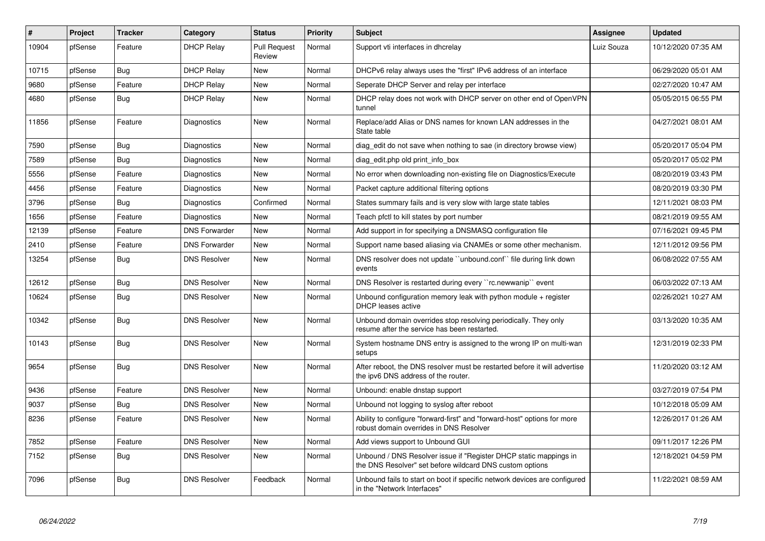| # | Project | Tracker | Category | Status | Priority | Subject | Assignee | Updated |
|---|---|---|---|---|---|---|---|---|
| 10904 | pfSense | Feature | DHCP Relay | Pull Request Review | Normal | Support vti interfaces in dhcrelay | Luiz Souza | 10/12/2020 07:35 AM |
| 10715 | pfSense | Bug | DHCP Relay | New | Normal | DHCPv6 relay always uses the "first" IPv6 address of an interface | | 06/29/2020 05:01 AM |
| 9680 | pfSense | Feature | DHCP Relay | New | Normal | Seperate DHCP Server and relay per interface | | 02/27/2020 10:47 AM |
| 4680 | pfSense | Bug | DHCP Relay | New | Normal | DHCP relay does not work with DHCP server on other end of OpenVPN tunnel | | 05/05/2015 06:55 PM |
| 11856 | pfSense | Feature | Diagnostics | New | Normal | Replace/add Alias or DNS names for known LAN addresses in the State table | | 04/27/2021 08:01 AM |
| 7590 | pfSense | Bug | Diagnostics | New | Normal | diag_edit do not save when nothing to sae (in directory browse view) | | 05/20/2017 05:04 PM |
| 7589 | pfSense | Bug | Diagnostics | New | Normal | diag_edit.php old print_info_box | | 05/20/2017 05:02 PM |
| 5556 | pfSense | Feature | Diagnostics | New | Normal | No error when downloading non-existing file on Diagnostics/Execute | | 08/20/2019 03:43 PM |
| 4456 | pfSense | Feature | Diagnostics | New | Normal | Packet capture additional filtering options | | 08/20/2019 03:30 PM |
| 3796 | pfSense | Bug | Diagnostics | Confirmed | Normal | States summary fails and is very slow with large state tables | | 12/11/2021 08:03 PM |
| 1656 | pfSense | Feature | Diagnostics | New | Normal | Teach pfctl to kill states by port number | | 08/21/2019 09:55 AM |
| 12139 | pfSense | Feature | DNS Forwarder | New | Normal | Add support in for specifying a DNSMASQ configuration file | | 07/16/2021 09:45 PM |
| 2410 | pfSense | Feature | DNS Forwarder | New | Normal | Support name based aliasing via CNAMEs or some other mechanism. | | 12/11/2012 09:56 PM |
| 13254 | pfSense | Bug | DNS Resolver | New | Normal | DNS resolver does not update ``unbound.conf`` file during link down events | | 06/08/2022 07:55 AM |
| 12612 | pfSense | Bug | DNS Resolver | New | Normal | DNS Resolver is restarted during every ``rc.newwanip`` event | | 06/03/2022 07:13 AM |
| 10624 | pfSense | Bug | DNS Resolver | New | Normal | Unbound configuration memory leak with python module + register DHCP leases active | | 02/26/2021 10:27 AM |
| 10342 | pfSense | Bug | DNS Resolver | New | Normal | Unbound domain overrides stop resolving periodically. They only resume after the service has been restarted. | | 03/13/2020 10:35 AM |
| 10143 | pfSense | Bug | DNS Resolver | New | Normal | System hostname DNS entry is assigned to the wrong IP on multi-wan setups | | 12/31/2019 02:33 PM |
| 9654 | pfSense | Bug | DNS Resolver | New | Normal | After reboot, the DNS resolver must be restarted before it will advertise the ipv6 DNS address of the router. | | 11/20/2020 03:12 AM |
| 9436 | pfSense | Feature | DNS Resolver | New | Normal | Unbound: enable dnstap support | | 03/27/2019 07:54 PM |
| 9037 | pfSense | Bug | DNS Resolver | New | Normal | Unbound not logging to syslog after reboot | | 10/12/2018 05:09 AM |
| 8236 | pfSense | Feature | DNS Resolver | New | Normal | Ability to configure "forward-first" and "forward-host" options for more robust domain overrides in DNS Resolver | | 12/26/2017 01:26 AM |
| 7852 | pfSense | Feature | DNS Resolver | New | Normal | Add views support to Unbound GUI | | 09/11/2017 12:26 PM |
| 7152 | pfSense | Bug | DNS Resolver | New | Normal | Unbound / DNS Resolver issue if "Register DHCP static mappings in the DNS Resolver" set before wildcard DNS custom options | | 12/18/2021 04:59 PM |
| 7096 | pfSense | Bug | DNS Resolver | Feedback | Normal | Unbound fails to start on boot if specific network devices are configured in the "Network Interfaces" | | 11/22/2021 08:59 AM |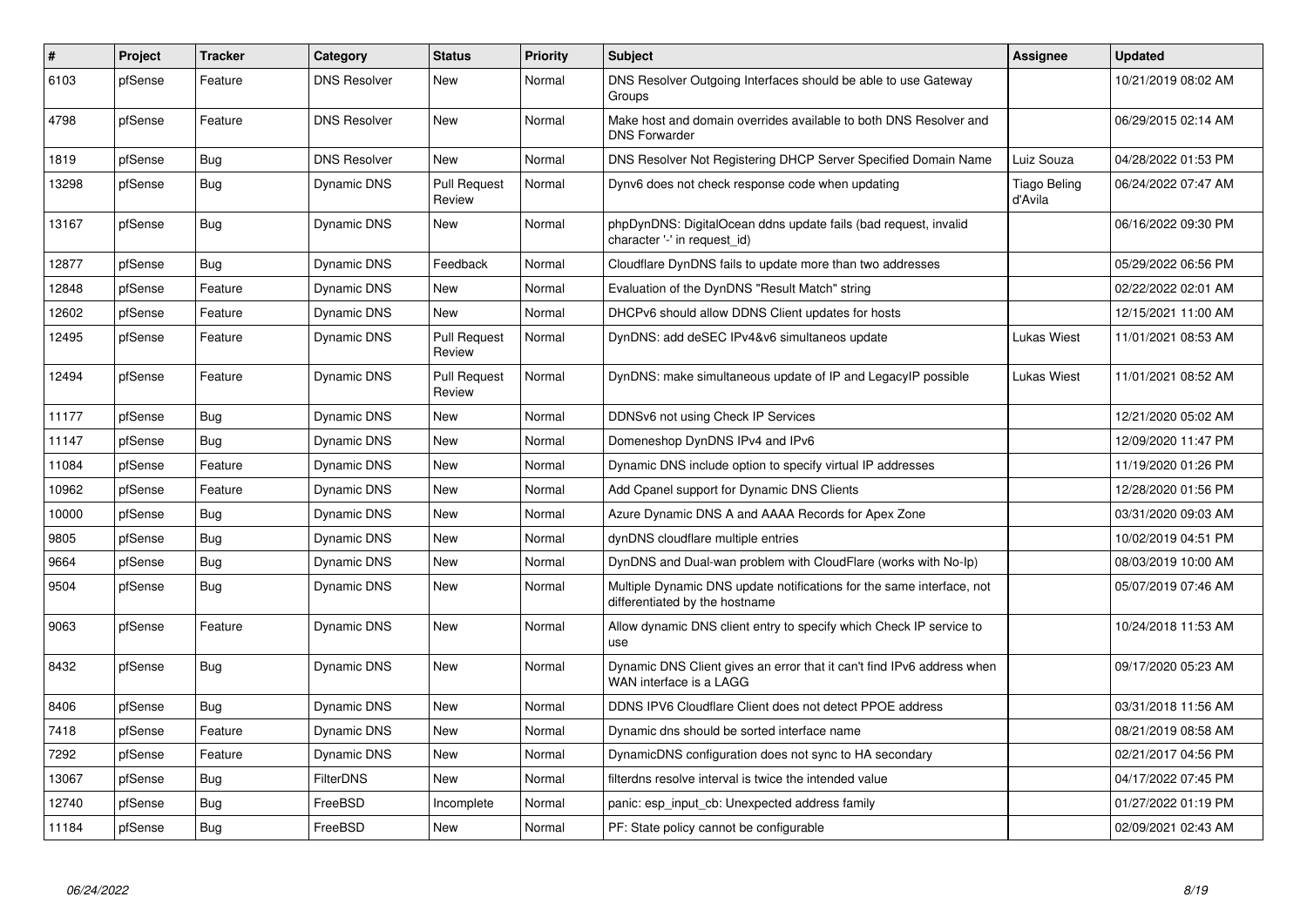| # | Project | Tracker | Category | Status | Priority | Subject | Assignee | Updated |
|---|---|---|---|---|---|---|---|---|
| 6103 | pfSense | Feature | DNS Resolver | New | Normal | DNS Resolver Outgoing Interfaces should be able to use Gateway Groups | | 10/21/2019 08:02 AM |
| 4798 | pfSense | Feature | DNS Resolver | New | Normal | Make host and domain overrides available to both DNS Resolver and DNS Forwarder | | 06/29/2015 02:14 AM |
| 1819 | pfSense | Bug | DNS Resolver | New | Normal | DNS Resolver Not Registering DHCP Server Specified Domain Name | Luiz Souza | 04/28/2022 01:53 PM |
| 13298 | pfSense | Bug | Dynamic DNS | Pull Request Review | Normal | Dynv6 does not check response code when updating | Tiago Beling d'Avila | 06/24/2022 07:47 AM |
| 13167 | pfSense | Bug | Dynamic DNS | New | Normal | phpDynDNS: DigitalOcean ddns update fails (bad request, invalid character '-' in request_id) | | 06/16/2022 09:30 PM |
| 12877 | pfSense | Bug | Dynamic DNS | Feedback | Normal | Cloudflare DynDNS fails to update more than two addresses | | 05/29/2022 06:56 PM |
| 12848 | pfSense | Feature | Dynamic DNS | New | Normal | Evaluation of the DynDNS "Result Match" string | | 02/22/2022 02:01 AM |
| 12602 | pfSense | Feature | Dynamic DNS | New | Normal | DHCPv6 should allow DDNS Client updates for hosts | | 12/15/2021 11:00 AM |
| 12495 | pfSense | Feature | Dynamic DNS | Pull Request Review | Normal | DynDNS: add deSEC IPv4&v6 simultaneos update | Lukas Wiest | 11/01/2021 08:53 AM |
| 12494 | pfSense | Feature | Dynamic DNS | Pull Request Review | Normal | DynDNS: make simultaneous update of IP and LegacyIP possible | Lukas Wiest | 11/01/2021 08:52 AM |
| 11177 | pfSense | Bug | Dynamic DNS | New | Normal | DDNSv6 not using Check IP Services | | 12/21/2020 05:02 AM |
| 11147 | pfSense | Bug | Dynamic DNS | New | Normal | Domeneshop DynDNS IPv4 and IPv6 | | 12/09/2020 11:47 PM |
| 11084 | pfSense | Feature | Dynamic DNS | New | Normal | Dynamic DNS include option to specify virtual IP addresses | | 11/19/2020 01:26 PM |
| 10962 | pfSense | Feature | Dynamic DNS | New | Normal | Add Cpanel support for Dynamic DNS Clients | | 12/28/2020 01:56 PM |
| 10000 | pfSense | Bug | Dynamic DNS | New | Normal | Azure Dynamic DNS A and AAAA Records for Apex Zone | | 03/31/2020 09:03 AM |
| 9805 | pfSense | Bug | Dynamic DNS | New | Normal | dynDNS cloudflare multiple entries | | 10/02/2019 04:51 PM |
| 9664 | pfSense | Bug | Dynamic DNS | New | Normal | DynDNS and Dual-wan problem with CloudFlare (works with No-Ip) | | 08/03/2019 10:00 AM |
| 9504 | pfSense | Bug | Dynamic DNS | New | Normal | Multiple Dynamic DNS update notifications for the same interface, not differentiated by the hostname | | 05/07/2019 07:46 AM |
| 9063 | pfSense | Feature | Dynamic DNS | New | Normal | Allow dynamic DNS client entry to specify which Check IP service to use | | 10/24/2018 11:53 AM |
| 8432 | pfSense | Bug | Dynamic DNS | New | Normal | Dynamic DNS Client gives an error that it can't find IPv6 address when WAN interface is a LAGG | | 09/17/2020 05:23 AM |
| 8406 | pfSense | Bug | Dynamic DNS | New | Normal | DDNS IPV6 Cloudflare Client does not detect PPOE address | | 03/31/2018 11:56 AM |
| 7418 | pfSense | Feature | Dynamic DNS | New | Normal | Dynamic dns should be sorted interface name | | 08/21/2019 08:58 AM |
| 7292 | pfSense | Feature | Dynamic DNS | New | Normal | DynamicDNS configuration does not sync to HA secondary | | 02/21/2017 04:56 PM |
| 13067 | pfSense | Bug | FilterDNS | New | Normal | filterdns resolve interval is twice the intended value | | 04/17/2022 07:45 PM |
| 12740 | pfSense | Bug | FreeBSD | Incomplete | Normal | panic: esp_input_cb: Unexpected address family | | 01/27/2022 01:19 PM |
| 11184 | pfSense | Bug | FreeBSD | New | Normal | PF: State policy cannot be configurable | | 02/09/2021 02:43 AM |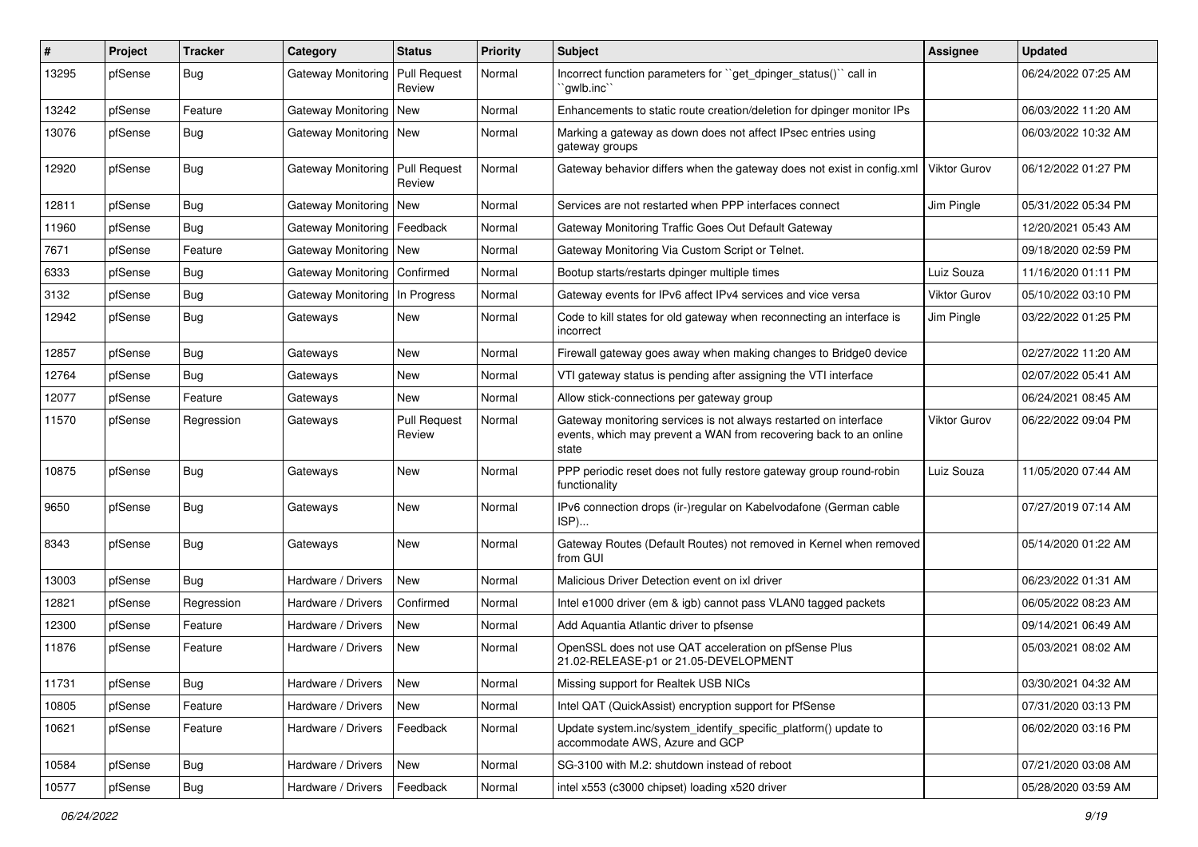| # | Project | Tracker | Category | Status | Priority | Subject | Assignee | Updated |
|---|---|---|---|---|---|---|---|---|
| 13295 | pfSense | Bug | Gateway Monitoring | Pull Request Review | Normal | Incorrect function parameters for ``get_dpinger_status()`` call in ``gwlb.inc`` | | 06/24/2022 07:25 AM |
| 13242 | pfSense | Feature | Gateway Monitoring | New | Normal | Enhancements to static route creation/deletion for dpinger monitor IPs | | 06/03/2022 11:20 AM |
| 13076 | pfSense | Bug | Gateway Monitoring | New | Normal | Marking a gateway as down does not affect IPsec entries using gateway groups | | 06/03/2022 10:32 AM |
| 12920 | pfSense | Bug | Gateway Monitoring | Pull Request Review | Normal | Gateway behavior differs when the gateway does not exist in config.xml | Viktor Gurov | 06/12/2022 01:27 PM |
| 12811 | pfSense | Bug | Gateway Monitoring | New | Normal | Services are not restarted when PPP interfaces connect | Jim Pingle | 05/31/2022 05:34 PM |
| 11960 | pfSense | Bug | Gateway Monitoring | Feedback | Normal | Gateway Monitoring Traffic Goes Out Default Gateway | | 12/20/2021 05:43 AM |
| 7671 | pfSense | Feature | Gateway Monitoring | New | Normal | Gateway Monitoring Via Custom Script or Telnet. | | 09/18/2020 02:59 PM |
| 6333 | pfSense | Bug | Gateway Monitoring | Confirmed | Normal | Bootup starts/restarts dpinger multiple times | Luiz Souza | 11/16/2020 01:11 PM |
| 3132 | pfSense | Bug | Gateway Monitoring | In Progress | Normal | Gateway events for IPv6 affect IPv4 services and vice versa | Viktor Gurov | 05/10/2022 03:10 PM |
| 12942 | pfSense | Bug | Gateways | New | Normal | Code to kill states for old gateway when reconnecting an interface is incorrect | Jim Pingle | 03/22/2022 01:25 PM |
| 12857 | pfSense | Bug | Gateways | New | Normal | Firewall gateway goes away when making changes to Bridge0 device | | 02/27/2022 11:20 AM |
| 12764 | pfSense | Bug | Gateways | New | Normal | VTI gateway status is pending after assigning the VTI interface | | 02/07/2022 05:41 AM |
| 12077 | pfSense | Feature | Gateways | New | Normal | Allow stick-connections per gateway group | | 06/24/2021 08:45 AM |
| 11570 | pfSense | Regression | Gateways | Pull Request Review | Normal | Gateway monitoring services is not always restarted on interface events, which may prevent a WAN from recovering back to an online state | Viktor Gurov | 06/22/2022 09:04 PM |
| 10875 | pfSense | Bug | Gateways | New | Normal | PPP periodic reset does not fully restore gateway group round-robin functionality | Luiz Souza | 11/05/2020 07:44 AM |
| 9650 | pfSense | Bug | Gateways | New | Normal | IPv6 connection drops (ir-)regular on Kabelvodafone (German cable ISP)... | | 07/27/2019 07:14 AM |
| 8343 | pfSense | Bug | Gateways | New | Normal | Gateway Routes (Default Routes) not removed in Kernel when removed from GUI | | 05/14/2020 01:22 AM |
| 13003 | pfSense | Bug | Hardware / Drivers | New | Normal | Malicious Driver Detection event on ixl driver | | 06/23/2022 01:31 AM |
| 12821 | pfSense | Regression | Hardware / Drivers | Confirmed | Normal | Intel e1000 driver (em & igb) cannot pass VLAN0 tagged packets | | 06/05/2022 08:23 AM |
| 12300 | pfSense | Feature | Hardware / Drivers | New | Normal | Add Aquantia Atlantic driver to pfsense | | 09/14/2021 06:49 AM |
| 11876 | pfSense | Feature | Hardware / Drivers | New | Normal | OpenSSL does not use QAT acceleration on pfSense Plus 21.02-RELEASE-p1 or 21.05-DEVELOPMENT | | 05/03/2021 08:02 AM |
| 11731 | pfSense | Bug | Hardware / Drivers | New | Normal | Missing support for Realtek USB NICs | | 03/30/2021 04:32 AM |
| 10805 | pfSense | Feature | Hardware / Drivers | New | Normal | Intel QAT (QuickAssist) encryption support for PfSense | | 07/31/2020 03:13 PM |
| 10621 | pfSense | Feature | Hardware / Drivers | Feedback | Normal | Update system.inc/system_identify_specific_platform() update to accommodate AWS, Azure and GCP | | 06/02/2020 03:16 PM |
| 10584 | pfSense | Bug | Hardware / Drivers | New | Normal | SG-3100 with M.2: shutdown instead of reboot | | 07/21/2020 03:08 AM |
| 10577 | pfSense | Bug | Hardware / Drivers | Feedback | Normal | intel x553 (c3000 chipset) loading x520 driver | | 05/28/2020 03:59 AM |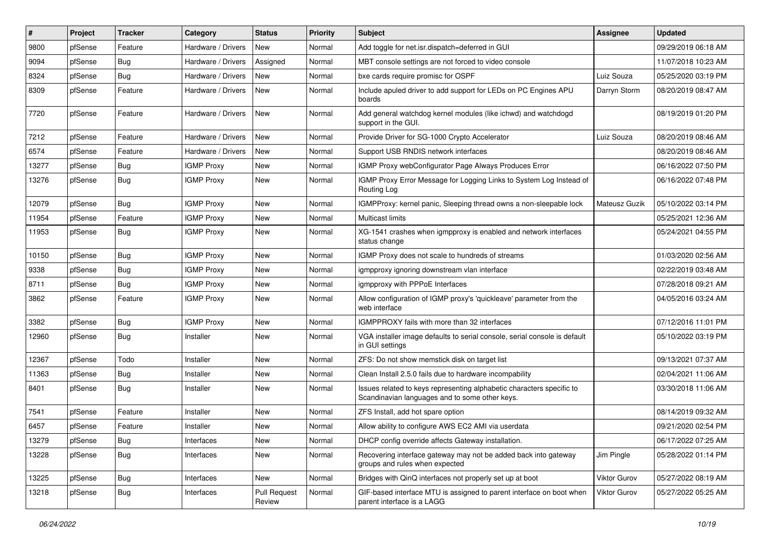| # | Project | Tracker | Category | Status | Priority | Subject | Assignee | Updated |
|---|---|---|---|---|---|---|---|---|
| 9800 | pfSense | Feature | Hardware / Drivers | New | Normal | Add toggle for net.isr.dispatch=deferred in GUI | | 09/29/2019 06:18 AM |
| 9094 | pfSense | Bug | Hardware / Drivers | Assigned | Normal | MBT console settings are not forced to video console | | 11/07/2018 10:23 AM |
| 8324 | pfSense | Bug | Hardware / Drivers | New | Normal | bxe cards require promisc for OSPF | Luiz Souza | 05/25/2020 03:19 PM |
| 8309 | pfSense | Feature | Hardware / Drivers | New | Normal | Include apuled driver to add support for LEDs on PC Engines APU boards | Darryn Storm | 08/20/2019 08:47 AM |
| 7720 | pfSense | Feature | Hardware / Drivers | New | Normal | Add general watchdog kernel modules (like ichwd) and watchdogd support in the GUI. | | 08/19/2019 01:20 PM |
| 7212 | pfSense | Feature | Hardware / Drivers | New | Normal | Provide Driver for SG-1000 Crypto Accelerator | Luiz Souza | 08/20/2019 08:46 AM |
| 6574 | pfSense | Feature | Hardware / Drivers | New | Normal | Support USB RNDIS network interfaces | | 08/20/2019 08:46 AM |
| 13277 | pfSense | Bug | IGMP Proxy | New | Normal | IGMP Proxy webConfigurator Page Always Produces Error | | 06/16/2022 07:50 PM |
| 13276 | pfSense | Bug | IGMP Proxy | New | Normal | IGMP Proxy Error Message for Logging Links to System Log Instead of Routing Log | | 06/16/2022 07:48 PM |
| 12079 | pfSense | Bug | IGMP Proxy | New | Normal | IGMPProxy: kernel panic, Sleeping thread owns a non-sleepable lock | Mateusz Guzik | 05/10/2022 03:14 PM |
| 11954 | pfSense | Feature | IGMP Proxy | New | Normal | Multicast limits | | 05/25/2021 12:36 AM |
| 11953 | pfSense | Bug | IGMP Proxy | New | Normal | XG-1541 crashes when igmpproxy is enabled and network interfaces status change | | 05/24/2021 04:55 PM |
| 10150 | pfSense | Bug | IGMP Proxy | New | Normal | IGMP Proxy does not scale to hundreds of streams | | 01/03/2020 02:56 AM |
| 9338 | pfSense | Bug | IGMP Proxy | New | Normal | igmpproxy ignoring downstream vlan interface | | 02/22/2019 03:48 AM |
| 8711 | pfSense | Bug | IGMP Proxy | New | Normal | igmpproxy with PPPoE Interfaces | | 07/28/2018 09:21 AM |
| 3862 | pfSense | Feature | IGMP Proxy | New | Normal | Allow configuration of IGMP proxy's 'quickleave' parameter from the web interface | | 04/05/2016 03:24 AM |
| 3382 | pfSense | Bug | IGMP Proxy | New | Normal | IGMPPROXY fails with more than 32 interfaces | | 07/12/2016 11:01 PM |
| 12960 | pfSense | Bug | Installer | New | Normal | VGA installer image defaults to serial console, serial console is default in GUI settings | | 05/10/2022 03:19 PM |
| 12367 | pfSense | Todo | Installer | New | Normal | ZFS: Do not show memstick disk on target list | | 09/13/2021 07:37 AM |
| 11363 | pfSense | Bug | Installer | New | Normal | Clean Install 2.5.0 fails due to hardware incompability | | 02/04/2021 11:06 AM |
| 8401 | pfSense | Bug | Installer | New | Normal | Issues related to keys representing alphabetic characters specific to Scandinavian languages and to some other keys. | | 03/30/2018 11:06 AM |
| 7541 | pfSense | Feature | Installer | New | Normal | ZFS Install, add hot spare option | | 08/14/2019 09:32 AM |
| 6457 | pfSense | Feature | Installer | New | Normal | Allow ability to configure AWS EC2 AMI via userdata | | 09/21/2020 02:54 PM |
| 13279 | pfSense | Bug | Interfaces | New | Normal | DHCP config override affects Gateway installation. | | 06/17/2022 07:25 AM |
| 13228 | pfSense | Bug | Interfaces | New | Normal | Recovering interface gateway may not be added back into gateway groups and rules when expected | Jim Pingle | 05/28/2022 01:14 PM |
| 13225 | pfSense | Bug | Interfaces | New | Normal | Bridges with QinQ interfaces not properly set up at boot | Viktor Gurov | 05/27/2022 08:19 AM |
| 13218 | pfSense | Bug | Interfaces | Pull Request Review | Normal | GIF-based interface MTU is assigned to parent interface on boot when parent interface is a LAGG | Viktor Gurov | 05/27/2022 05:25 AM |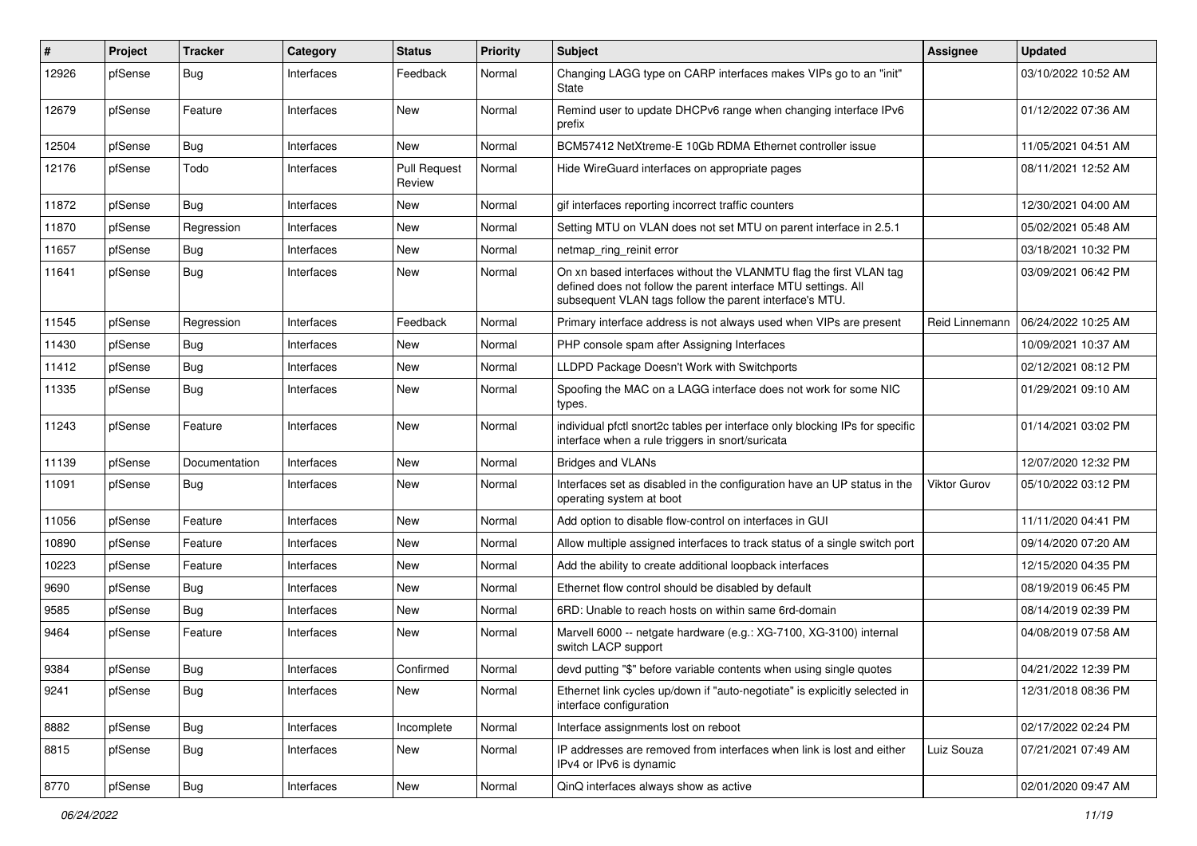| # | Project | Tracker | Category | Status | Priority | Subject | Assignee | Updated |
|---|---|---|---|---|---|---|---|---|
| 12926 | pfSense | Bug | Interfaces | Feedback | Normal | Changing LAGG type on CARP interfaces makes VIPs go to an "init" State | | 03/10/2022 10:52 AM |
| 12679 | pfSense | Feature | Interfaces | New | Normal | Remind user to update DHCPv6 range when changing interface IPv6 prefix | | 01/12/2022 07:36 AM |
| 12504 | pfSense | Bug | Interfaces | New | Normal | BCM57412 NetXtreme-E 10Gb RDMA Ethernet controller issue | | 11/05/2021 04:51 AM |
| 12176 | pfSense | Todo | Interfaces | Pull Request Review | Normal | Hide WireGuard interfaces on appropriate pages | | 08/11/2021 12:52 AM |
| 11872 | pfSense | Bug | Interfaces | New | Normal | gif interfaces reporting incorrect traffic counters | | 12/30/2021 04:00 AM |
| 11870 | pfSense | Regression | Interfaces | New | Normal | Setting MTU on VLAN does not set MTU on parent interface in 2.5.1 | | 05/02/2021 05:48 AM |
| 11657 | pfSense | Bug | Interfaces | New | Normal | netmap_ring_reinit error | | 03/18/2021 10:32 PM |
| 11641 | pfSense | Bug | Interfaces | New | Normal | On xn based interfaces without the VLANMTU flag the first VLAN tag defined does not follow the parent interface MTU settings. All subsequent VLAN tags follow the parent interface's MTU. | | 03/09/2021 06:42 PM |
| 11545 | pfSense | Regression | Interfaces | Feedback | Normal | Primary interface address is not always used when VIPs are present | Reid Linnemann | 06/24/2022 10:25 AM |
| 11430 | pfSense | Bug | Interfaces | New | Normal | PHP console spam after Assigning Interfaces | | 10/09/2021 10:37 AM |
| 11412 | pfSense | Bug | Interfaces | New | Normal | LLDPD Package Doesn't Work with Switchports | | 02/12/2021 08:12 PM |
| 11335 | pfSense | Bug | Interfaces | New | Normal | Spoofing the MAC on a LAGG interface does not work for some NIC types. | | 01/29/2021 09:10 AM |
| 11243 | pfSense | Feature | Interfaces | New | Normal | individual pfctl snort2c tables per interface only blocking IPs for specific interface when a rule triggers in snort/suricata | | 01/14/2021 03:02 PM |
| 11139 | pfSense | Documentation | Interfaces | New | Normal | Bridges and VLANs | | 12/07/2020 12:32 PM |
| 11091 | pfSense | Bug | Interfaces | New | Normal | Interfaces set as disabled in the configuration have an UP status in the operating system at boot | Viktor Gurov | 05/10/2022 03:12 PM |
| 11056 | pfSense | Feature | Interfaces | New | Normal | Add option to disable flow-control on interfaces in GUI | | 11/11/2020 04:41 PM |
| 10890 | pfSense | Feature | Interfaces | New | Normal | Allow multiple assigned interfaces to track status of a single switch port | | 09/14/2020 07:20 AM |
| 10223 | pfSense | Feature | Interfaces | New | Normal | Add the ability to create additional loopback interfaces | | 12/15/2020 04:35 PM |
| 9690 | pfSense | Bug | Interfaces | New | Normal | Ethernet flow control should be disabled by default | | 08/19/2019 06:45 PM |
| 9585 | pfSense | Bug | Interfaces | New | Normal | 6RD: Unable to reach hosts on within same 6rd-domain | | 08/14/2019 02:39 PM |
| 9464 | pfSense | Feature | Interfaces | New | Normal | Marvell 6000 -- netgate hardware (e.g.: XG-7100, XG-3100) internal switch LACP support | | 04/08/2019 07:58 AM |
| 9384 | pfSense | Bug | Interfaces | Confirmed | Normal | devd putting "$" before variable contents when using single quotes | | 04/21/2022 12:39 PM |
| 9241 | pfSense | Bug | Interfaces | New | Normal | Ethernet link cycles up/down if "auto-negotiate" is explicitly selected in interface configuration | | 12/31/2018 08:36 PM |
| 8882 | pfSense | Bug | Interfaces | Incomplete | Normal | Interface assignments lost on reboot | | 02/17/2022 02:24 PM |
| 8815 | pfSense | Bug | Interfaces | New | Normal | IP addresses are removed from interfaces when link is lost and either IPv4 or IPv6 is dynamic | Luiz Souza | 07/21/2021 07:49 AM |
| 8770 | pfSense | Bug | Interfaces | New | Normal | QinQ interfaces always show as active | | 02/01/2020 09:47 AM |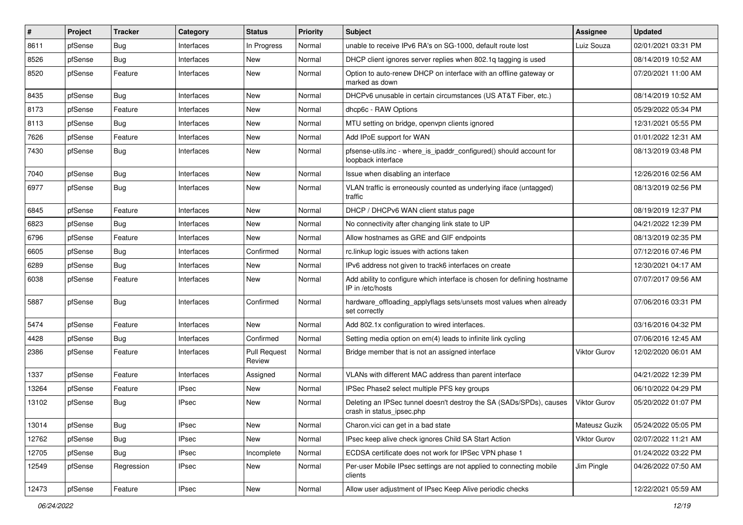| # | Project | Tracker | Category | Status | Priority | Subject | Assignee | Updated |
|---|---|---|---|---|---|---|---|---|
| 8611 | pfSense | Bug | Interfaces | In Progress | Normal | unable to receive IPv6 RA's on SG-1000, default route lost | Luiz Souza | 02/01/2021 03:31 PM |
| 8526 | pfSense | Bug | Interfaces | New | Normal | DHCP client ignores server replies when 802.1q tagging is used | | 08/14/2019 10:52 AM |
| 8520 | pfSense | Feature | Interfaces | New | Normal | Option to auto-renew DHCP on interface with an offline gateway or marked as down | | 07/20/2021 11:00 AM |
| 8435 | pfSense | Bug | Interfaces | New | Normal | DHCPv6 unusable in certain circumstances (US AT&T Fiber, etc.) | | 08/14/2019 10:52 AM |
| 8173 | pfSense | Feature | Interfaces | New | Normal | dhcp6c - RAW Options | | 05/29/2022 05:34 PM |
| 8113 | pfSense | Bug | Interfaces | New | Normal | MTU setting on bridge, openvpn clients ignored | | 12/31/2021 05:55 PM |
| 7626 | pfSense | Feature | Interfaces | New | Normal | Add IPoE support for WAN | | 01/01/2022 12:31 AM |
| 7430 | pfSense | Bug | Interfaces | New | Normal | pfsense-utils.inc - where_is_ipaddr_configured() should account for loopback interface | | 08/13/2019 03:48 PM |
| 7040 | pfSense | Bug | Interfaces | New | Normal | Issue when disabling an interface | | 12/26/2016 02:56 AM |
| 6977 | pfSense | Bug | Interfaces | New | Normal | VLAN traffic is erroneously counted as underlying iface (untagged) traffic | | 08/13/2019 02:56 PM |
| 6845 | pfSense | Feature | Interfaces | New | Normal | DHCP / DHCPv6 WAN client status page | | 08/19/2019 12:37 PM |
| 6823 | pfSense | Bug | Interfaces | New | Normal | No connectivity after changing link state to UP | | 04/21/2022 12:39 PM |
| 6796 | pfSense | Feature | Interfaces | New | Normal | Allow hostnames as GRE and GIF endpoints | | 08/13/2019 02:35 PM |
| 6605 | pfSense | Bug | Interfaces | Confirmed | Normal | rc.linkup logic issues with actions taken | | 07/12/2016 07:46 PM |
| 6289 | pfSense | Bug | Interfaces | New | Normal | IPv6 address not given to track6 interfaces on create | | 12/30/2021 04:17 AM |
| 6038 | pfSense | Feature | Interfaces | New | Normal | Add ability to configure which interface is chosen for defining hostname IP in /etc/hosts | | 07/07/2017 09:56 AM |
| 5887 | pfSense | Bug | Interfaces | Confirmed | Normal | hardware_offloading_applyflags sets/unsets most values when already set correctly | | 07/06/2016 03:31 PM |
| 5474 | pfSense | Feature | Interfaces | New | Normal | Add 802.1x configuration to wired interfaces. | | 03/16/2016 04:32 PM |
| 4428 | pfSense | Bug | Interfaces | Confirmed | Normal | Setting media option on em(4) leads to infinite link cycling | | 07/06/2016 12:45 AM |
| 2386 | pfSense | Feature | Interfaces | Pull Request Review | Normal | Bridge member that is not an assigned interface | Viktor Gurov | 12/02/2020 06:01 AM |
| 1337 | pfSense | Feature | Interfaces | Assigned | Normal | VLANs with different MAC address than parent interface | | 04/21/2022 12:39 PM |
| 13264 | pfSense | Feature | IPsec | New | Normal | IPSec Phase2 select multiple PFS key groups | | 06/10/2022 04:29 PM |
| 13102 | pfSense | Bug | IPsec | New | Normal | Deleting an IPSec tunnel doesn't destroy the SA (SADs/SPDs), causes crash in status_ipsec.php | Viktor Gurov | 05/20/2022 01:07 PM |
| 13014 | pfSense | Bug | IPsec | New | Normal | Charon.vici can get in a bad state | Mateusz Guzik | 05/24/2022 05:05 PM |
| 12762 | pfSense | Bug | IPsec | New | Normal | IPsec keep alive check ignores Child SA Start Action | Viktor Gurov | 02/07/2022 11:21 AM |
| 12705 | pfSense | Bug | IPsec | Incomplete | Normal | ECDSA certificate does not work for IPSec VPN phase 1 | | 01/24/2022 03:22 PM |
| 12549 | pfSense | Regression | IPsec | New | Normal | Per-user Mobile IPsec settings are not applied to connecting mobile clients | Jim Pingle | 04/26/2022 07:50 AM |
| 12473 | pfSense | Feature | IPsec | New | Normal | Allow user adjustment of IPsec Keep Alive periodic checks | | 12/22/2021 05:59 AM |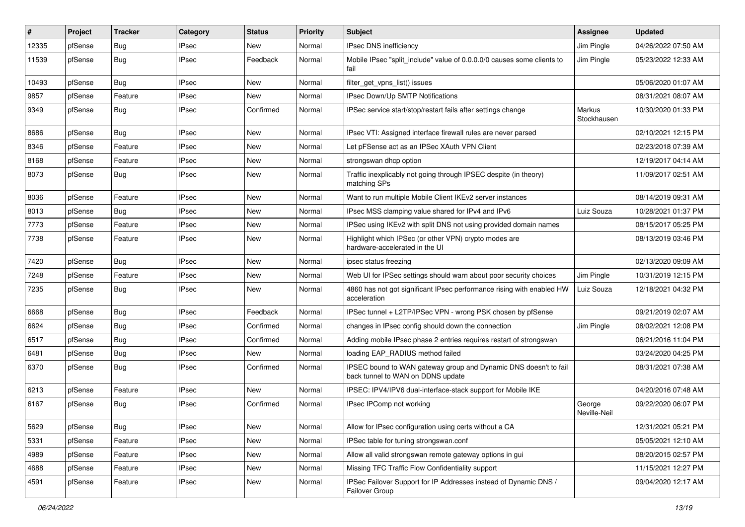| # | Project | Tracker | Category | Status | Priority | Subject | Assignee | Updated |
|---|---|---|---|---|---|---|---|---|
| 12335 | pfSense | Bug | IPsec | New | Normal | IPsec DNS inefficiency | Jim Pingle | 04/26/2022 07:50 AM |
| 11539 | pfSense | Bug | IPsec | Feedback | Normal | Mobile IPsec "split_include" value of 0.0.0.0/0 causes some clients to fail | Jim Pingle | 05/23/2022 12:33 AM |
| 10493 | pfSense | Bug | IPsec | New | Normal | filter_get_vpns_list() issues | | 05/06/2020 01:07 AM |
| 9857 | pfSense | Feature | IPsec | New | Normal | IPsec Down/Up SMTP Notifications | | 08/31/2021 08:07 AM |
| 9349 | pfSense | Bug | IPsec | Confirmed | Normal | IPSec service start/stop/restart fails after settings change | Markus Stockhausen | 10/30/2020 01:33 PM |
| 8686 | pfSense | Bug | IPsec | New | Normal | IPsec VTI: Assigned interface firewall rules are never parsed | | 02/10/2021 12:15 PM |
| 8346 | pfSense | Feature | IPsec | New | Normal | Let pFSense act as an IPSec XAuth VPN Client | | 02/23/2018 07:39 AM |
| 8168 | pfSense | Feature | IPsec | New | Normal | strongswan dhcp option | | 12/19/2017 04:14 AM |
| 8073 | pfSense | Bug | IPsec | New | Normal | Traffic inexplicably not going through IPSEC despite (in theory) matching SPs | | 11/09/2017 02:51 AM |
| 8036 | pfSense | Feature | IPsec | New | Normal | Want to run multiple Mobile Client IKEv2 server instances | | 08/14/2019 09:31 AM |
| 8013 | pfSense | Bug | IPsec | New | Normal | IPsec MSS clamping value shared for IPv4 and IPv6 | Luiz Souza | 10/28/2021 01:37 PM |
| 7773 | pfSense | Feature | IPsec | New | Normal | IPSec using IKEv2 with split DNS not using provided domain names | | 08/15/2017 05:25 PM |
| 7738 | pfSense | Feature | IPsec | New | Normal | Highlight which IPSec (or other VPN) crypto modes are hardware-accelerated in the UI | | 08/13/2019 03:46 PM |
| 7420 | pfSense | Bug | IPsec | New | Normal | ipsec status freezing | | 02/13/2020 09:09 AM |
| 7248 | pfSense | Feature | IPsec | New | Normal | Web UI for IPSec settings should warn about poor security choices | Jim Pingle | 10/31/2019 12:15 PM |
| 7235 | pfSense | Bug | IPsec | New | Normal | 4860 has not got significant IPsec performance rising with enabled HW acceleration | Luiz Souza | 12/18/2021 04:32 PM |
| 6668 | pfSense | Bug | IPsec | Feedback | Normal | IPSec tunnel + L2TP/IPSec VPN - wrong PSK chosen by pfSense | | 09/21/2019 02:07 AM |
| 6624 | pfSense | Bug | IPsec | Confirmed | Normal | changes in IPsec config should down the connection | Jim Pingle | 08/02/2021 12:08 PM |
| 6517 | pfSense | Bug | IPsec | Confirmed | Normal | Adding mobile IPsec phase 2 entries requires restart of strongswan | | 06/21/2016 11:04 PM |
| 6481 | pfSense | Bug | IPsec | New | Normal | loading EAP_RADIUS method failed | | 03/24/2020 04:25 PM |
| 6370 | pfSense | Bug | IPsec | Confirmed | Normal | IPSEC bound to WAN gateway group and Dynamic DNS doesn't to fail back tunnel to WAN on DDNS update | | 08/31/2021 07:38 AM |
| 6213 | pfSense | Feature | IPsec | New | Normal | IPSEC: IPV4/IPV6 dual-interface-stack support for Mobile IKE | | 04/20/2016 07:48 AM |
| 6167 | pfSense | Bug | IPsec | Confirmed | Normal | IPsec IPComp not working | George Neville-Neil | 09/22/2020 06:07 PM |
| 5629 | pfSense | Bug | IPsec | New | Normal | Allow for IPsec configuration using certs without a CA | | 12/31/2021 05:21 PM |
| 5331 | pfSense | Feature | IPsec | New | Normal | IPSec table for tuning strongswan.conf | | 05/05/2021 12:10 AM |
| 4989 | pfSense | Feature | IPsec | New | Normal | Allow all valid strongswan remote gateway options in gui | | 08/20/2015 02:57 PM |
| 4688 | pfSense | Feature | IPsec | New | Normal | Missing TFC Traffic Flow Confidentiality support | | 11/15/2021 12:27 PM |
| 4591 | pfSense | Feature | IPsec | New | Normal | IPSec Failover Support for IP Addresses instead of Dynamic DNS / Failover Group | | 09/04/2020 12:17 AM |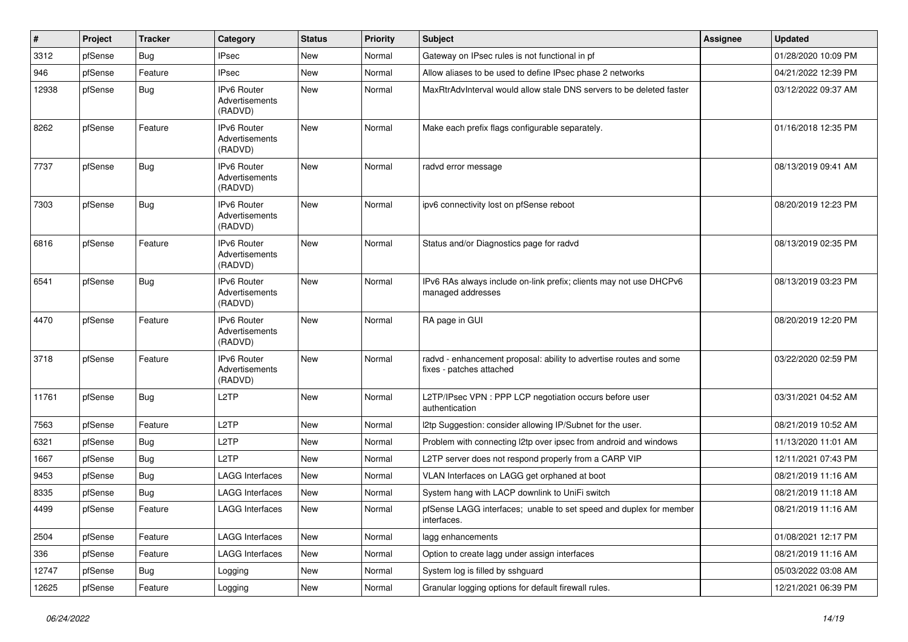| # | Project | Tracker | Category | Status | Priority | Subject | Assignee | Updated |
|---|---|---|---|---|---|---|---|---|
| 3312 | pfSense | Bug | IPsec | New | Normal | Gateway on IPsec rules is not functional in pf | | 01/28/2020 10:09 PM |
| 946 | pfSense | Feature | IPsec | New | Normal | Allow aliases to be used to define IPsec phase 2 networks | | 04/21/2022 12:39 PM |
| 12938 | pfSense | Bug | IPv6 Router Advertisements (RADVD) | New | Normal | MaxRtrAdvInterval would allow stale DNS servers to be deleted faster | | 03/12/2022 09:37 AM |
| 8262 | pfSense | Feature | IPv6 Router Advertisements (RADVD) | New | Normal | Make each prefix flags configurable separately. | | 01/16/2018 12:35 PM |
| 7737 | pfSense | Bug | IPv6 Router Advertisements (RADVD) | New | Normal | radvd error message | | 08/13/2019 09:41 AM |
| 7303 | pfSense | Bug | IPv6 Router Advertisements (RADVD) | New | Normal | ipv6 connectivity lost on pfSense reboot | | 08/20/2019 12:23 PM |
| 6816 | pfSense | Feature | IPv6 Router Advertisements (RADVD) | New | Normal | Status and/or Diagnostics page for radvd | | 08/13/2019 02:35 PM |
| 6541 | pfSense | Bug | IPv6 Router Advertisements (RADVD) | New | Normal | IPv6 RAs always include on-link prefix; clients may not use DHCPv6 managed addresses | | 08/13/2019 03:23 PM |
| 4470 | pfSense | Feature | IPv6 Router Advertisements (RADVD) | New | Normal | RA page in GUI | | 08/20/2019 12:20 PM |
| 3718 | pfSense | Feature | IPv6 Router Advertisements (RADVD) | New | Normal | radvd - enhancement proposal: ability to advertise routes and some fixes - patches attached | | 03/22/2020 02:59 PM |
| 11761 | pfSense | Bug | L2TP | New | Normal | L2TP/IPsec VPN : PPP LCP negotiation occurs before user authentication | | 03/31/2021 04:52 AM |
| 7563 | pfSense | Feature | L2TP | New | Normal | l2tp Suggestion: consider allowing IP/Subnet for the user. | | 08/21/2019 10:52 AM |
| 6321 | pfSense | Bug | L2TP | New | Normal | Problem with connecting l2tp over ipsec from android and windows | | 11/13/2020 11:01 AM |
| 1667 | pfSense | Bug | L2TP | New | Normal | L2TP server does not respond properly from a CARP VIP | | 12/11/2021 07:43 PM |
| 9453 | pfSense | Bug | LAGG Interfaces | New | Normal | VLAN Interfaces on LAGG get orphaned at boot | | 08/21/2019 11:16 AM |
| 8335 | pfSense | Bug | LAGG Interfaces | New | Normal | System hang with LACP downlink to UniFi switch | | 08/21/2019 11:18 AM |
| 4499 | pfSense | Feature | LAGG Interfaces | New | Normal | pfSense LAGG interfaces; unable to set speed and duplex for member interfaces. | | 08/21/2019 11:16 AM |
| 2504 | pfSense | Feature | LAGG Interfaces | New | Normal | lagg enhancements | | 01/08/2021 12:17 PM |
| 336 | pfSense | Feature | LAGG Interfaces | New | Normal | Option to create lagg under assign interfaces | | 08/21/2019 11:16 AM |
| 12747 | pfSense | Bug | Logging | New | Normal | System log is filled by sshguard | | 05/03/2022 03:08 AM |
| 12625 | pfSense | Feature | Logging | New | Normal | Granular logging options for default firewall rules. | | 12/21/2021 06:39 PM |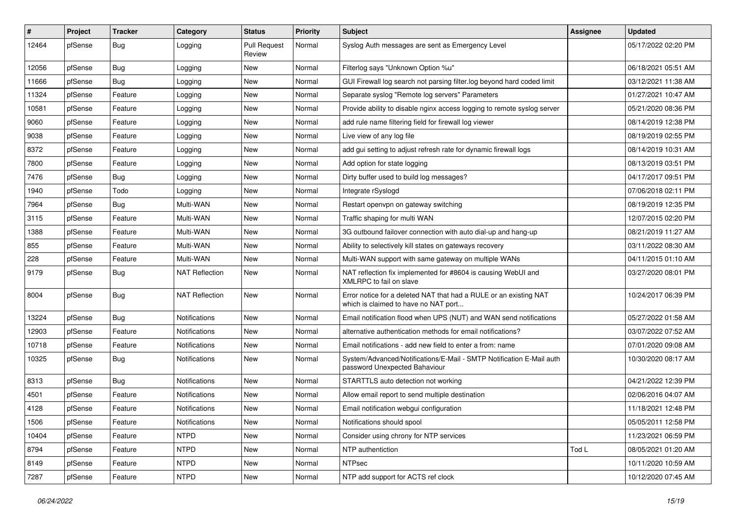| # | Project | Tracker | Category | Status | Priority | Subject | Assignee | Updated |
|---|---|---|---|---|---|---|---|---|
| 12464 | pfSense | Bug | Logging | Pull Request Review | Normal | Syslog Auth messages are sent as Emergency Level | | 05/17/2022 02:20 PM |
| 12056 | pfSense | Bug | Logging | New | Normal | Filterlog says "Unknown Option %u" | | 06/18/2021 05:51 AM |
| 11666 | pfSense | Bug | Logging | New | Normal | GUI Firewall log search not parsing filter.log beyond hard coded limit | | 03/12/2021 11:38 AM |
| 11324 | pfSense | Feature | Logging | New | Normal | Separate syslog "Remote log servers" Parameters | | 01/27/2021 10:47 AM |
| 10581 | pfSense | Feature | Logging | New | Normal | Provide ability to disable nginx access logging to remote syslog server | | 05/21/2020 08:36 PM |
| 9060 | pfSense | Feature | Logging | New | Normal | add rule name filtering field for firewall log viewer | | 08/14/2019 12:38 PM |
| 9038 | pfSense | Feature | Logging | New | Normal | Live view of any log file | | 08/19/2019 02:55 PM |
| 8372 | pfSense | Feature | Logging | New | Normal | add gui setting to adjust refresh rate for dynamic firewall logs | | 08/14/2019 10:31 AM |
| 7800 | pfSense | Feature | Logging | New | Normal | Add option for state logging | | 08/13/2019 03:51 PM |
| 7476 | pfSense | Bug | Logging | New | Normal | Dirty buffer used to build log messages? | | 04/17/2017 09:51 PM |
| 1940 | pfSense | Todo | Logging | New | Normal | Integrate rSyslogd | | 07/06/2018 02:11 PM |
| 7964 | pfSense | Bug | Multi-WAN | New | Normal | Restart openvpn on gateway switching | | 08/19/2019 12:35 PM |
| 3115 | pfSense | Feature | Multi-WAN | New | Normal | Traffic shaping for multi WAN | | 12/07/2015 02:20 PM |
| 1388 | pfSense | Feature | Multi-WAN | New | Normal | 3G outbound failover connection with auto dial-up and hang-up | | 08/21/2019 11:27 AM |
| 855 | pfSense | Feature | Multi-WAN | New | Normal | Ability to selectively kill states on gateways recovery | | 03/11/2022 08:30 AM |
| 228 | pfSense | Feature | Multi-WAN | New | Normal | Multi-WAN support with same gateway on multiple WANs | | 04/11/2015 01:10 AM |
| 9179 | pfSense | Bug | NAT Reflection | New | Normal | NAT reflection fix implemented for #8604 is causing WebUI and XMLRPC to fail on slave | | 03/27/2020 08:01 PM |
| 8004 | pfSense | Bug | NAT Reflection | New | Normal | Error notice for a deleted NAT that had a RULE or an existing NAT which is claimed to have no NAT port... | | 10/24/2017 06:39 PM |
| 13224 | pfSense | Bug | Notifications | New | Normal | Email notification flood when UPS (NUT) and WAN send notifications | | 05/27/2022 01:58 AM |
| 12903 | pfSense | Feature | Notifications | New | Normal | alternative authentication methods for email notifications? | | 03/07/2022 07:52 AM |
| 10718 | pfSense | Feature | Notifications | New | Normal | Email notifications - add new field to enter a from: name | | 07/01/2020 09:08 AM |
| 10325 | pfSense | Bug | Notifications | New | Normal | System/Advanced/Notifications/E-Mail - SMTP Notification E-Mail auth password Unexpected Bahaviour | | 10/30/2020 08:17 AM |
| 8313 | pfSense | Bug | Notifications | New | Normal | STARTTLS auto detection not working | | 04/21/2022 12:39 PM |
| 4501 | pfSense | Feature | Notifications | New | Normal | Allow email report to send multiple destination | | 02/06/2016 04:07 AM |
| 4128 | pfSense | Feature | Notifications | New | Normal | Email notification webgui configuration | | 11/18/2021 12:48 PM |
| 1506 | pfSense | Feature | Notifications | New | Normal | Notifications should spool | | 05/05/2011 12:58 PM |
| 10404 | pfSense | Feature | NTPD | New | Normal | Consider using chrony for NTP services | | 11/23/2021 06:59 PM |
| 8794 | pfSense | Feature | NTPD | New | Normal | NTP authentiction | Tod L | 08/05/2021 01:20 AM |
| 8149 | pfSense | Feature | NTPD | New | Normal | NTPsec | | 10/11/2020 10:59 AM |
| 7287 | pfSense | Feature | NTPD | New | Normal | NTP add support for ACTS ref clock | | 10/12/2020 07:45 AM |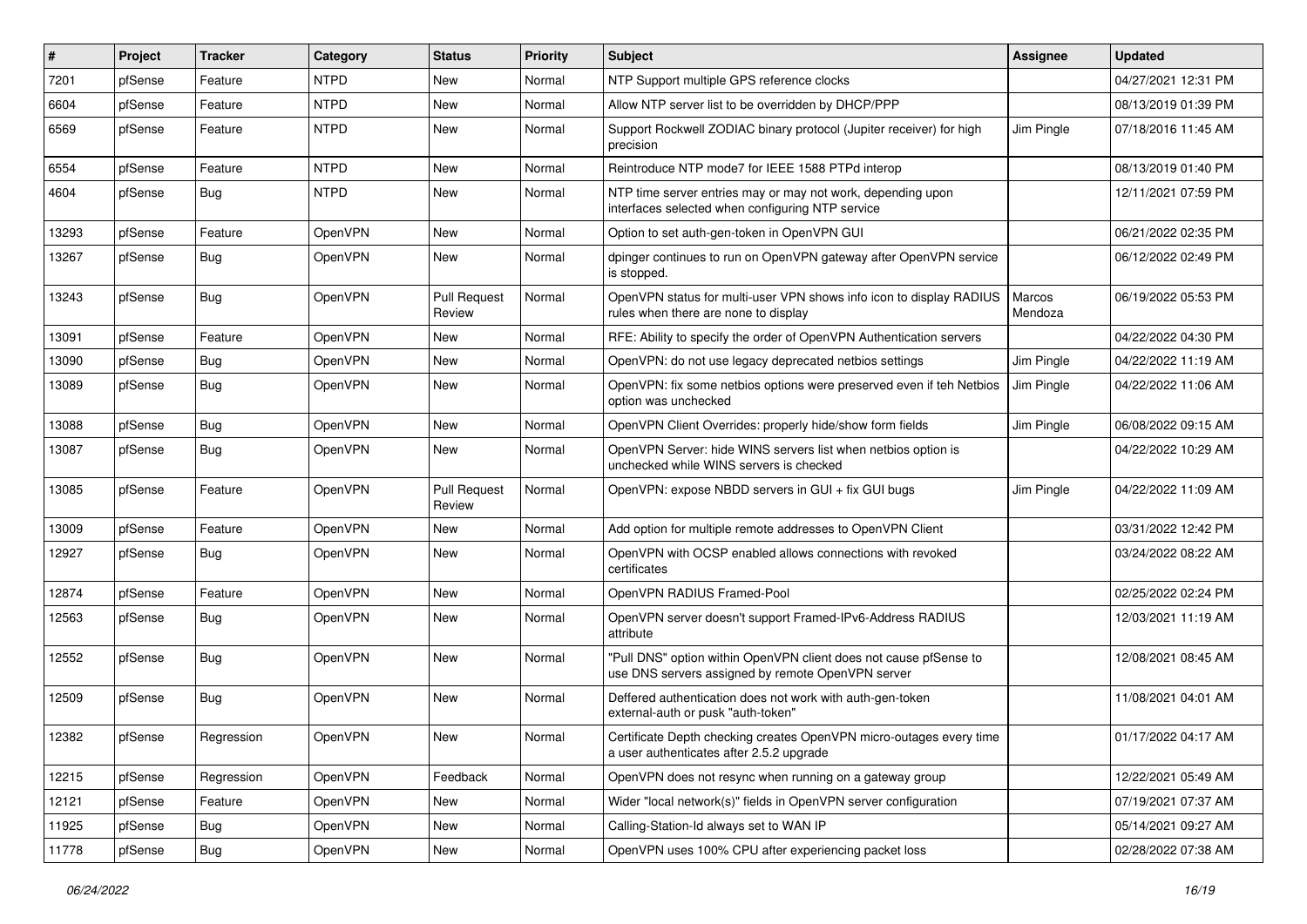| # | Project | Tracker | Category | Status | Priority | Subject | Assignee | Updated |
|---|---|---|---|---|---|---|---|---|
| 7201 | pfSense | Feature | NTPD | New | Normal | NTP Support multiple GPS reference clocks | | 04/27/2021 12:31 PM |
| 6604 | pfSense | Feature | NTPD | New | Normal | Allow NTP server list to be overridden by DHCP/PPP | | 08/13/2019 01:39 PM |
| 6569 | pfSense | Feature | NTPD | New | Normal | Support Rockwell ZODIAC binary protocol (Jupiter receiver) for high precision | Jim Pingle | 07/18/2016 11:45 AM |
| 6554 | pfSense | Feature | NTPD | New | Normal | Reintroduce NTP mode7 for IEEE 1588 PTPd interop | | 08/13/2019 01:40 PM |
| 4604 | pfSense | Bug | NTPD | New | Normal | NTP time server entries may or may not work, depending upon interfaces selected when configuring NTP service | | 12/11/2021 07:59 PM |
| 13293 | pfSense | Feature | OpenVPN | New | Normal | Option to set auth-gen-token in OpenVPN GUI | | 06/21/2022 02:35 PM |
| 13267 | pfSense | Bug | OpenVPN | New | Normal | dpinger continues to run on OpenVPN gateway after OpenVPN service is stopped. | | 06/12/2022 02:49 PM |
| 13243 | pfSense | Bug | OpenVPN | Pull Request Review | Normal | OpenVPN status for multi-user VPN shows info icon to display RADIUS rules when there are none to display | Marcos Mendoza | 06/19/2022 05:53 PM |
| 13091 | pfSense | Feature | OpenVPN | New | Normal | RFE: Ability to specify the order of OpenVPN Authentication servers | | 04/22/2022 04:30 PM |
| 13090 | pfSense | Bug | OpenVPN | New | Normal | OpenVPN: do not use legacy deprecated netbios settings | Jim Pingle | 04/22/2022 11:19 AM |
| 13089 | pfSense | Bug | OpenVPN | New | Normal | OpenVPN: fix some netbios options were preserved even if teh Netbios option was unchecked | Jim Pingle | 04/22/2022 11:06 AM |
| 13088 | pfSense | Bug | OpenVPN | New | Normal | OpenVPN Client Overrides: properly hide/show form fields | Jim Pingle | 06/08/2022 09:15 AM |
| 13087 | pfSense | Bug | OpenVPN | New | Normal | OpenVPN Server: hide WINS servers list when netbios option is unchecked while WINS servers is checked | | 04/22/2022 10:29 AM |
| 13085 | pfSense | Feature | OpenVPN | Pull Request Review | Normal | OpenVPN: expose NBDD servers in GUI + fix GUI bugs | Jim Pingle | 04/22/2022 11:09 AM |
| 13009 | pfSense | Feature | OpenVPN | New | Normal | Add option for multiple remote addresses to OpenVPN Client | | 03/31/2022 12:42 PM |
| 12927 | pfSense | Bug | OpenVPN | New | Normal | OpenVPN with OCSP enabled allows connections with revoked certificates | | 03/24/2022 08:22 AM |
| 12874 | pfSense | Feature | OpenVPN | New | Normal | OpenVPN RADIUS Framed-Pool | | 02/25/2022 02:24 PM |
| 12563 | pfSense | Bug | OpenVPN | New | Normal | OpenVPN server doesn't support Framed-IPv6-Address RADIUS attribute | | 12/03/2021 11:19 AM |
| 12552 | pfSense | Bug | OpenVPN | New | Normal | "Pull DNS" option within OpenVPN client does not cause pfSense to use DNS servers assigned by remote OpenVPN server | | 12/08/2021 08:45 AM |
| 12509 | pfSense | Bug | OpenVPN | New | Normal | Deffered authentication does not work with auth-gen-token external-auth or pusk "auth-token" | | 11/08/2021 04:01 AM |
| 12382 | pfSense | Regression | OpenVPN | New | Normal | Certificate Depth checking creates OpenVPN micro-outages every time a user authenticates after 2.5.2 upgrade | | 01/17/2022 04:17 AM |
| 12215 | pfSense | Regression | OpenVPN | Feedback | Normal | OpenVPN does not resync when running on a gateway group | | 12/22/2021 05:49 AM |
| 12121 | pfSense | Feature | OpenVPN | New | Normal | Wider "local network(s)" fields in OpenVPN server configuration | | 07/19/2021 07:37 AM |
| 11925 | pfSense | Bug | OpenVPN | New | Normal | Calling-Station-Id always set to WAN IP | | 05/14/2021 09:27 AM |
| 11778 | pfSense | Bug | OpenVPN | New | Normal | OpenVPN uses 100% CPU after experiencing packet loss | | 02/28/2022 07:38 AM |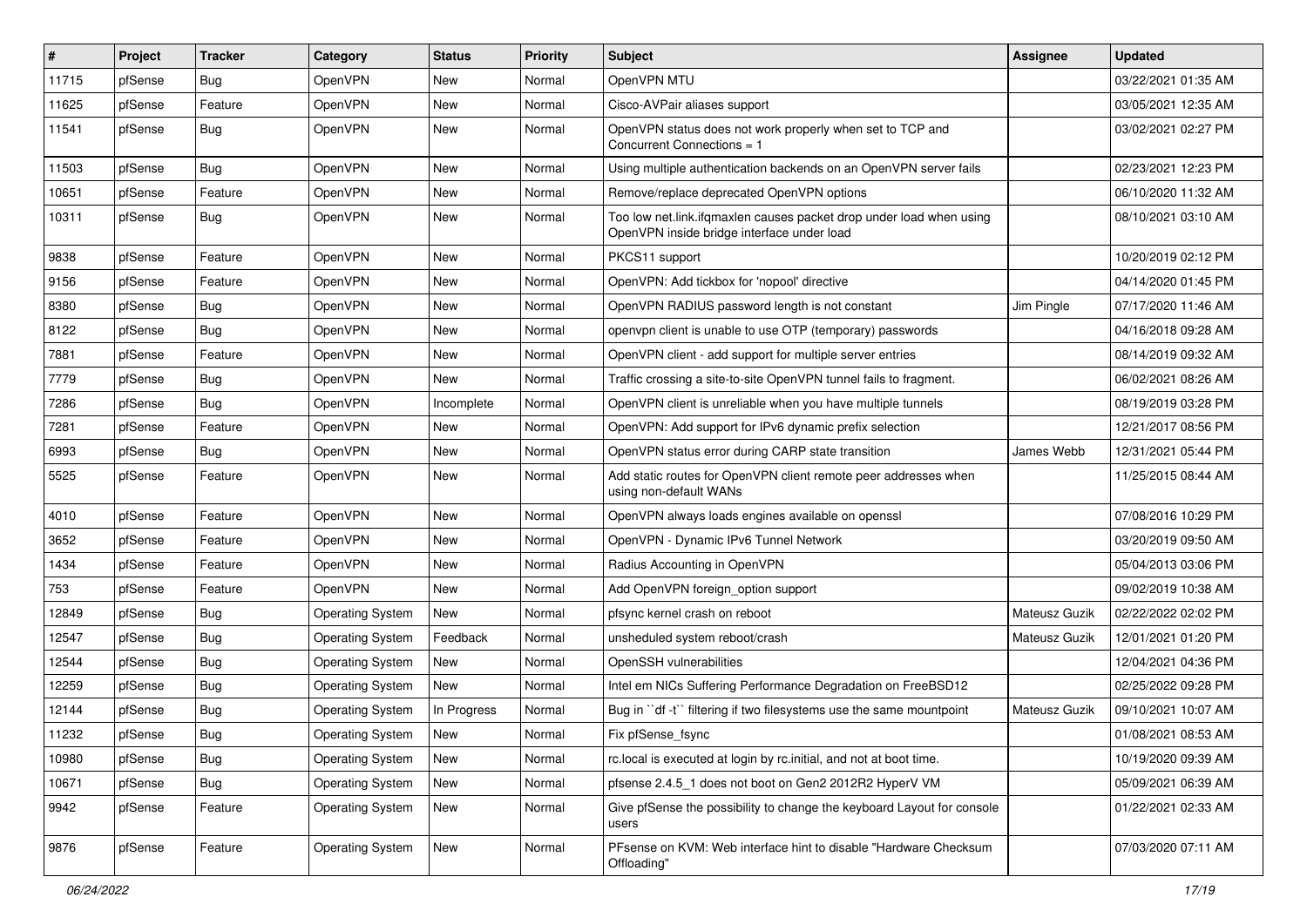| # | Project | Tracker | Category | Status | Priority | Subject | Assignee | Updated |
|---|---|---|---|---|---|---|---|---|
| 11715 | pfSense | Bug | OpenVPN | New | Normal | OpenVPN MTU | | 03/22/2021 01:35 AM |
| 11625 | pfSense | Feature | OpenVPN | New | Normal | Cisco-AVPair aliases support | | 03/05/2021 12:35 AM |
| 11541 | pfSense | Bug | OpenVPN | New | Normal | OpenVPN status does not work properly when set to TCP and Concurrent Connections = 1 | | 03/02/2021 02:27 PM |
| 11503 | pfSense | Bug | OpenVPN | New | Normal | Using multiple authentication backends on an OpenVPN server fails | | 02/23/2021 12:23 PM |
| 10651 | pfSense | Feature | OpenVPN | New | Normal | Remove/replace deprecated OpenVPN options | | 06/10/2020 11:32 AM |
| 10311 | pfSense | Bug | OpenVPN | New | Normal | Too low net.link.ifqmaxlen causes packet drop under load when using OpenVPN inside bridge interface under load | | 08/10/2021 03:10 AM |
| 9838 | pfSense | Feature | OpenVPN | New | Normal | PKCS11 support | | 10/20/2019 02:12 PM |
| 9156 | pfSense | Feature | OpenVPN | New | Normal | OpenVPN: Add tickbox for 'nopool' directive | | 04/14/2020 01:45 PM |
| 8380 | pfSense | Bug | OpenVPN | New | Normal | OpenVPN RADIUS password length is not constant | Jim Pingle | 07/17/2020 11:46 AM |
| 8122 | pfSense | Bug | OpenVPN | New | Normal | openvpn client is unable to use OTP (temporary) passwords | | 04/16/2018 09:28 AM |
| 7881 | pfSense | Feature | OpenVPN | New | Normal | OpenVPN client - add support for multiple server entries | | 08/14/2019 09:32 AM |
| 7779 | pfSense | Bug | OpenVPN | New | Normal | Traffic crossing a site-to-site OpenVPN tunnel fails to fragment. | | 06/02/2021 08:26 AM |
| 7286 | pfSense | Bug | OpenVPN | Incomplete | Normal | OpenVPN client is unreliable when you have multiple tunnels | | 08/19/2019 03:28 PM |
| 7281 | pfSense | Feature | OpenVPN | New | Normal | OpenVPN: Add support for IPv6 dynamic prefix selection | | 12/21/2017 08:56 PM |
| 6993 | pfSense | Bug | OpenVPN | New | Normal | OpenVPN status error during CARP state transition | James Webb | 12/31/2021 05:44 PM |
| 5525 | pfSense | Feature | OpenVPN | New | Normal | Add static routes for OpenVPN client remote peer addresses when using non-default WANs | | 11/25/2015 08:44 AM |
| 4010 | pfSense | Feature | OpenVPN | New | Normal | OpenVPN always loads engines available on openssl | | 07/08/2016 10:29 PM |
| 3652 | pfSense | Feature | OpenVPN | New | Normal | OpenVPN - Dynamic IPv6 Tunnel Network | | 03/20/2019 09:50 AM |
| 1434 | pfSense | Feature | OpenVPN | New | Normal | Radius Accounting in OpenVPN | | 05/04/2013 03:06 PM |
| 753 | pfSense | Feature | OpenVPN | New | Normal | Add OpenVPN foreign_option support | | 09/02/2019 10:38 AM |
| 12849 | pfSense | Bug | Operating System | New | Normal | pfsync kernel crash on reboot | Mateusz Guzik | 02/22/2022 02:02 PM |
| 12547 | pfSense | Bug | Operating System | Feedback | Normal | unsheduled system reboot/crash | Mateusz Guzik | 12/01/2021 01:20 PM |
| 12544 | pfSense | Bug | Operating System | New | Normal | OpenSSH vulnerabilities | | 12/04/2021 04:36 PM |
| 12259 | pfSense | Bug | Operating System | New | Normal | Intel em NICs Suffering Performance Degradation on FreeBSD12 | | 02/25/2022 09:28 PM |
| 12144 | pfSense | Bug | Operating System | In Progress | Normal | Bug in ``df -t`` filtering if two filesystems use the same mountpoint | Mateusz Guzik | 09/10/2021 10:07 AM |
| 11232 | pfSense | Bug | Operating System | New | Normal | Fix pfSense_fsync | | 01/08/2021 08:53 AM |
| 10980 | pfSense | Bug | Operating System | New | Normal | rc.local is executed at login by rc.initial, and not at boot time. | | 10/19/2020 09:39 AM |
| 10671 | pfSense | Bug | Operating System | New | Normal | pfsense 2.4.5_1 does not boot on Gen2 2012R2 HyperV VM | | 05/09/2021 06:39 AM |
| 9942 | pfSense | Feature | Operating System | New | Normal | Give pfSense the possibility to change the keyboard Layout for console users | | 01/22/2021 02:33 AM |
| 9876 | pfSense | Feature | Operating System | New | Normal | PFsense on KVM: Web interface hint to disable "Hardware Checksum Offloading" | | 07/03/2020 07:11 AM |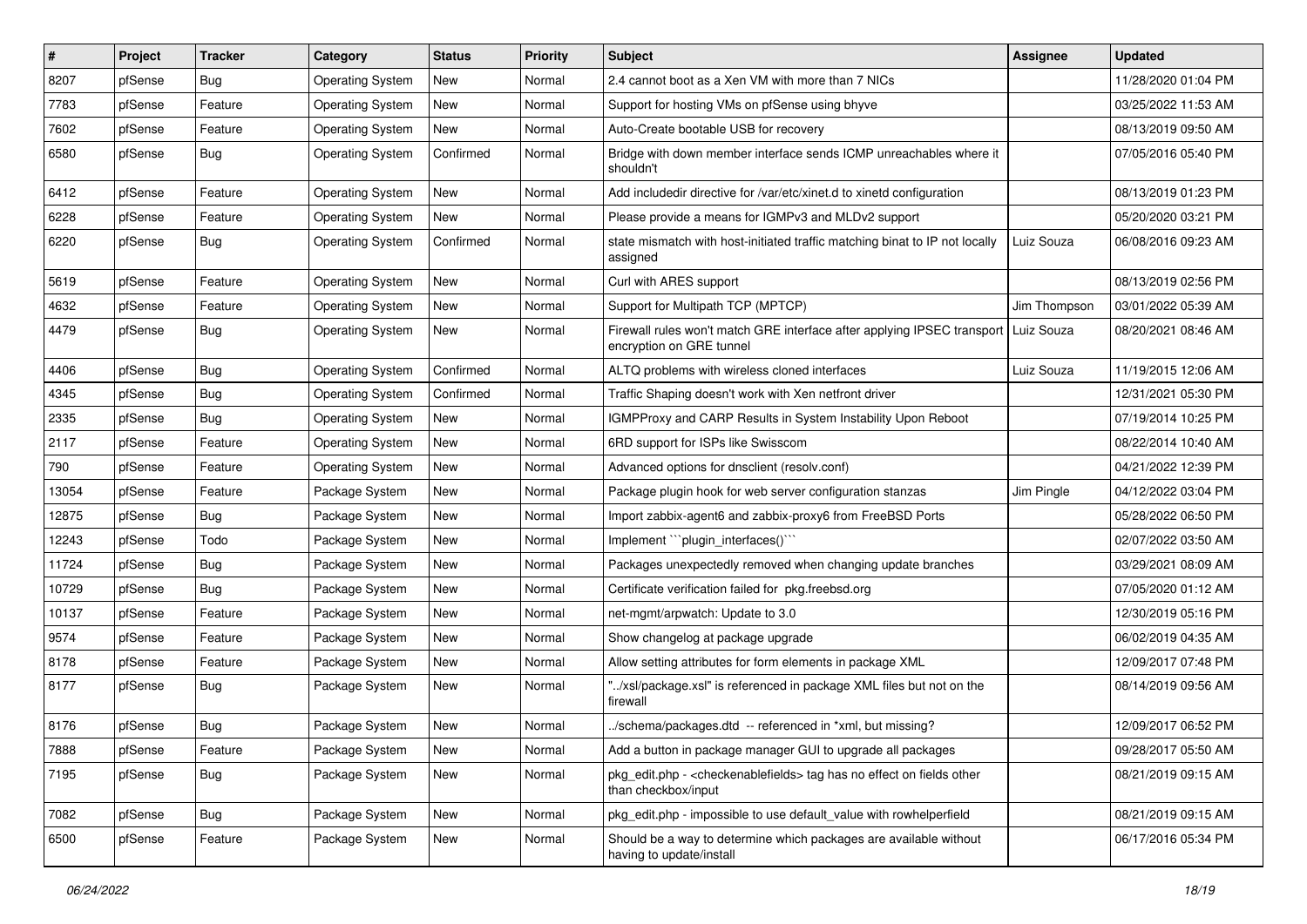| # | Project | Tracker | Category | Status | Priority | Subject | Assignee | Updated |
|---|---|---|---|---|---|---|---|---|
| 8207 | pfSense | Bug | Operating System | New | Normal | 2.4 cannot boot as a Xen VM with more than 7 NICs | | 11/28/2020 01:04 PM |
| 7783 | pfSense | Feature | Operating System | New | Normal | Support for hosting VMs on pfSense using bhyve | | 03/25/2022 11:53 AM |
| 7602 | pfSense | Feature | Operating System | New | Normal | Auto-Create bootable USB for recovery | | 08/13/2019 09:50 AM |
| 6580 | pfSense | Bug | Operating System | Confirmed | Normal | Bridge with down member interface sends ICMP unreachables where it shouldn't | | 07/05/2016 05:40 PM |
| 6412 | pfSense | Feature | Operating System | New | Normal | Add includedir directive for /var/etc/xinet.d to xinetd configuration | | 08/13/2019 01:23 PM |
| 6228 | pfSense | Feature | Operating System | New | Normal | Please provide a means for IGMPv3 and MLDv2 support | | 05/20/2020 03:21 PM |
| 6220 | pfSense | Bug | Operating System | Confirmed | Normal | state mismatch with host-initiated traffic matching binat to IP not locally assigned | Luiz Souza | 06/08/2016 09:23 AM |
| 5619 | pfSense | Feature | Operating System | New | Normal | Curl with ARES support | | 08/13/2019 02:56 PM |
| 4632 | pfSense | Feature | Operating System | New | Normal | Support for Multipath TCP (MPTCP) | Jim Thompson | 03/01/2022 05:39 AM |
| 4479 | pfSense | Bug | Operating System | New | Normal | Firewall rules won't match GRE interface after applying IPSEC transport encryption on GRE tunnel | Luiz Souza | 08/20/2021 08:46 AM |
| 4406 | pfSense | Bug | Operating System | Confirmed | Normal | ALTQ problems with wireless cloned interfaces | Luiz Souza | 11/19/2015 12:06 AM |
| 4345 | pfSense | Bug | Operating System | Confirmed | Normal | Traffic Shaping doesn't work with Xen netfront driver | | 12/31/2021 05:30 PM |
| 2335 | pfSense | Bug | Operating System | New | Normal | IGMPProxy and CARP Results in System Instability Upon Reboot | | 07/19/2014 10:25 PM |
| 2117 | pfSense | Feature | Operating System | New | Normal | 6RD support for ISPs like Swisscom | | 08/22/2014 10:40 AM |
| 790 | pfSense | Feature | Operating System | New | Normal | Advanced options for dnsclient (resolv.conf) | | 04/21/2022 12:39 PM |
| 13054 | pfSense | Feature | Package System | New | Normal | Package plugin hook for web server configuration stanzas | Jim Pingle | 04/12/2022 03:04 PM |
| 12875 | pfSense | Bug | Package System | New | Normal | Import zabbix-agent6 and zabbix-proxy6 from FreeBSD Ports | | 05/28/2022 06:50 PM |
| 12243 | pfSense | Todo | Package System | New | Normal | Implement ```plugin_interfaces()``` | | 02/07/2022 03:50 AM |
| 11724 | pfSense | Bug | Package System | New | Normal | Packages unexpectedly removed when changing update branches | | 03/29/2021 08:09 AM |
| 10729 | pfSense | Bug | Package System | New | Normal | Certificate verification failed for pkg.freebsd.org | | 07/05/2020 01:12 AM |
| 10137 | pfSense | Feature | Package System | New | Normal | net-mgmt/arpwatch: Update to 3.0 | | 12/30/2019 05:16 PM |
| 9574 | pfSense | Feature | Package System | New | Normal | Show changelog at package upgrade | | 06/02/2019 04:35 AM |
| 8178 | pfSense | Feature | Package System | New | Normal | Allow setting attributes for form elements in package XML | | 12/09/2017 07:48 PM |
| 8177 | pfSense | Bug | Package System | New | Normal | "../xsl/package.xsl" is referenced in package XML files but not on the firewall | | 08/14/2019 09:56 AM |
| 8176 | pfSense | Bug | Package System | New | Normal | ../schema/packages.dtd -- referenced in *xml, but missing? | | 12/09/2017 06:52 PM |
| 7888 | pfSense | Feature | Package System | New | Normal | Add a button in package manager GUI to upgrade all packages | | 09/28/2017 05:50 AM |
| 7195 | pfSense | Bug | Package System | New | Normal | pkg_edit.php - <checkenablefields> tag has no effect on fields other than checkbox/input | | 08/21/2019 09:15 AM |
| 7082 | pfSense | Bug | Package System | New | Normal | pkg_edit.php - impossible to use default_value with rowhelperfield | | 08/21/2019 09:15 AM |
| 6500 | pfSense | Feature | Package System | New | Normal | Should be a way to determine which packages are available without having to update/install | | 06/17/2016 05:34 PM |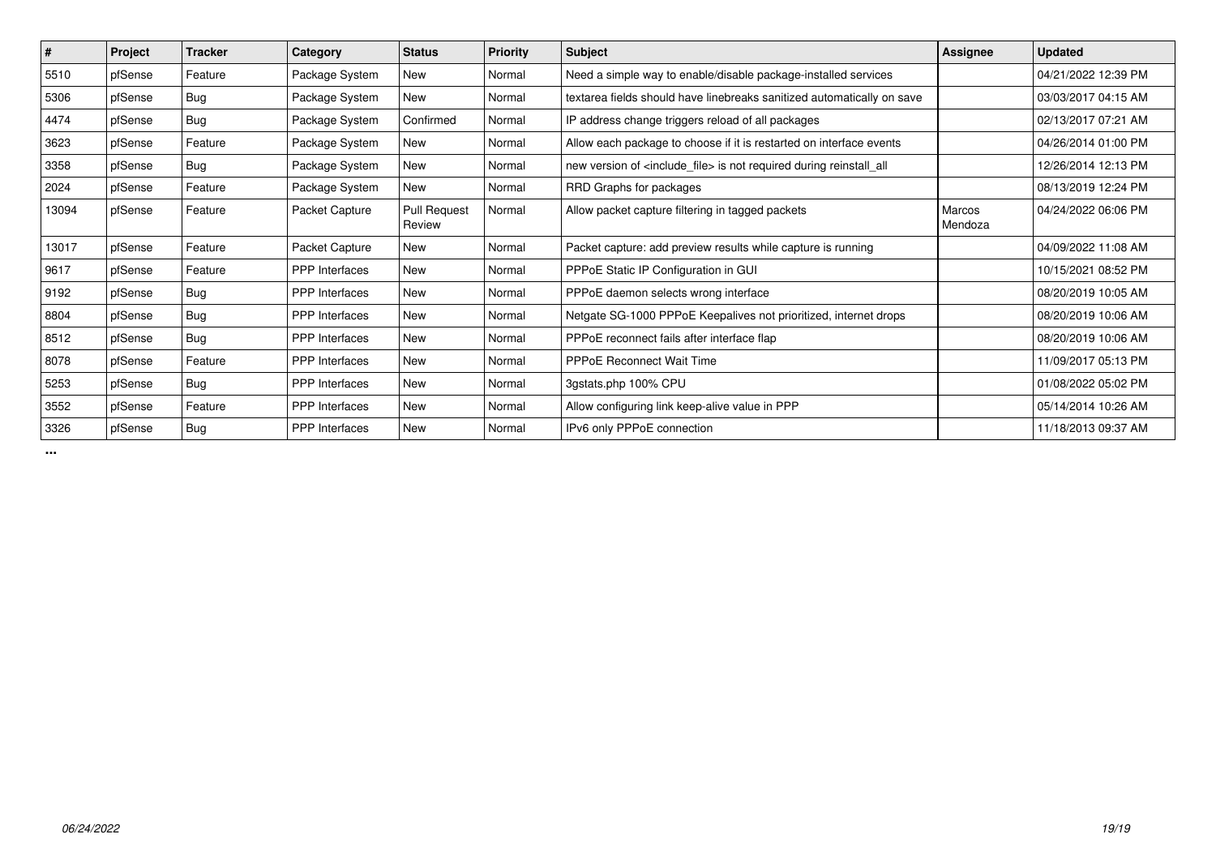| # | Project | Tracker | Category | Status | Priority | Subject | Assignee | Updated |
|---|---|---|---|---|---|---|---|---|
| 5510 | pfSense | Feature | Package System | New | Normal | Need a simple way to enable/disable package-installed services | | 04/21/2022 12:39 PM |
| 5306 | pfSense | Bug | Package System | New | Normal | textarea fields should have linebreaks sanitized automatically on save | | 03/03/2017 04:15 AM |
| 4474 | pfSense | Bug | Package System | Confirmed | Normal | IP address change triggers reload of all packages | | 02/13/2017 07:21 AM |
| 3623 | pfSense | Feature | Package System | New | Normal | Allow each package to choose if it is restarted on interface events | | 04/26/2014 01:00 PM |
| 3358 | pfSense | Bug | Package System | New | Normal | new version of <include_file> is not required during reinstall_all | | 12/26/2014 12:13 PM |
| 2024 | pfSense | Feature | Package System | New | Normal | RRD Graphs for packages | | 08/13/2019 12:24 PM |
| 13094 | pfSense | Feature | Packet Capture | Pull Request Review | Normal | Allow packet capture filtering in tagged packets | Marcos Mendoza | 04/24/2022 06:06 PM |
| 13017 | pfSense | Feature | Packet Capture | New | Normal | Packet capture: add preview results while capture is running | | 04/09/2022 11:08 AM |
| 9617 | pfSense | Feature | PPP Interfaces | New | Normal | PPPoE Static IP Configuration in GUI | | 10/15/2021 08:52 PM |
| 9192 | pfSense | Bug | PPP Interfaces | New | Normal | PPPoE daemon selects wrong interface | | 08/20/2019 10:05 AM |
| 8804 | pfSense | Bug | PPP Interfaces | New | Normal | Netgate SG-1000 PPPoE Keepalives not prioritized, internet drops | | 08/20/2019 10:06 AM |
| 8512 | pfSense | Bug | PPP Interfaces | New | Normal | PPPoE reconnect fails after interface flap | | 08/20/2019 10:06 AM |
| 8078 | pfSense | Feature | PPP Interfaces | New | Normal | PPPoE Reconnect Wait Time | | 11/09/2017 05:13 PM |
| 5253 | pfSense | Bug | PPP Interfaces | New | Normal | 3gstats.php 100% CPU | | 01/08/2022 05:02 PM |
| 3552 | pfSense | Feature | PPP Interfaces | New | Normal | Allow configuring link keep-alive value in PPP | | 05/14/2014 10:26 AM |
| 3326 | pfSense | Bug | PPP Interfaces | New | Normal | IPv6 only PPPoE connection | | 11/18/2013 09:37 AM |

...